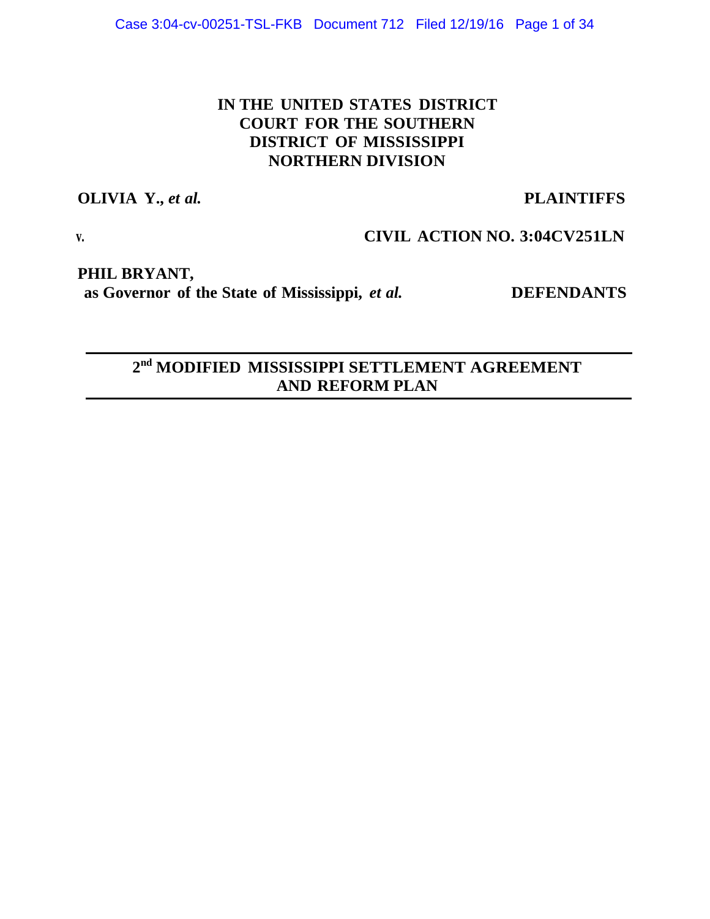**IN THE UNITED STATES DISTRICT COURT FOR THE SOUTHERN DISTRICT OF MISSISSIPPI NORTHERN DIVISION**

**OLIVIA Y.,** ***et al.*** **PLAINTIFFS**

**V.** **CIVIL ACTION NO. 3:04CV251LN**

**PHIL BRYANT,**
**as Governor of the State of Mississippi,** ***et al.*** **DEFENDANTS**

---

# 2nd MODIFIED MISSISSIPPI SETTLEMENT AGREEMENT AND REFORM PLAN

---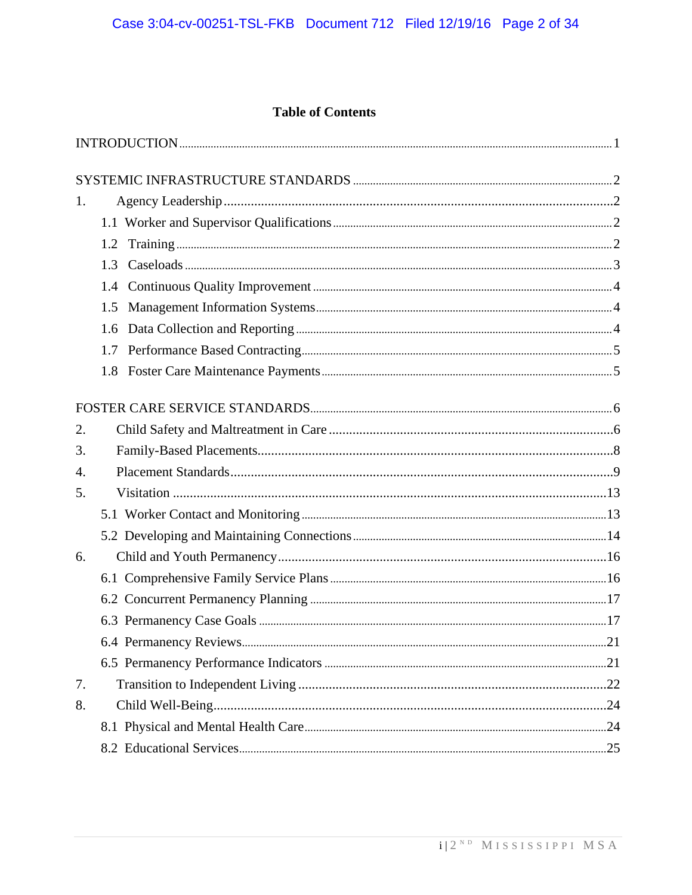# Table of Contents

INTRODUCTION ..... 1

SYSTEMIC INFRASTRUCTURE STANDARDS ..... 2

1. Agency Leadership ..... 2
   - 1.1 Worker and Supervisor Qualifications ..... 2
   - 1.2 Training ..... 2
   - 1.3 Caseloads ..... 3
   - 1.4 Continuous Quality Improvement ..... 4
   - 1.5 Management Information Systems ..... 4
   - 1.6 Data Collection and Reporting ..... 4
   - 1.7 Performance Based Contracting ..... 5
   - 1.8 Foster Care Maintenance Payments ..... 5

FOSTER CARE SERVICE STANDARDS ..... 6

2. Child Safety and Maltreatment in Care ..... 6
3. Family-Based Placements ..... 8
4. Placement Standards ..... 9
5. Visitation ..... 13
   - 5.1 Worker Contact and Monitoring ..... 13
   - 5.2 Developing and Maintaining Connections ..... 14
6. Child and Youth Permanency ..... 16
   - 6.1 Comprehensive Family Service Plans ..... 16
   - 6.2 Concurrent Permanency Planning ..... 17
   - 6.3 Permanency Case Goals ..... 17
   - 6.4 Permanency Reviews ..... 21
   - 6.5 Permanency Performance Indicators ..... 21
7. Transition to Independent Living ..... 22
8. Child Well-Being ..... 24
   - 8.1 Physical and Mental Health Care ..... 24
   - 8.2 Educational Services ..... 25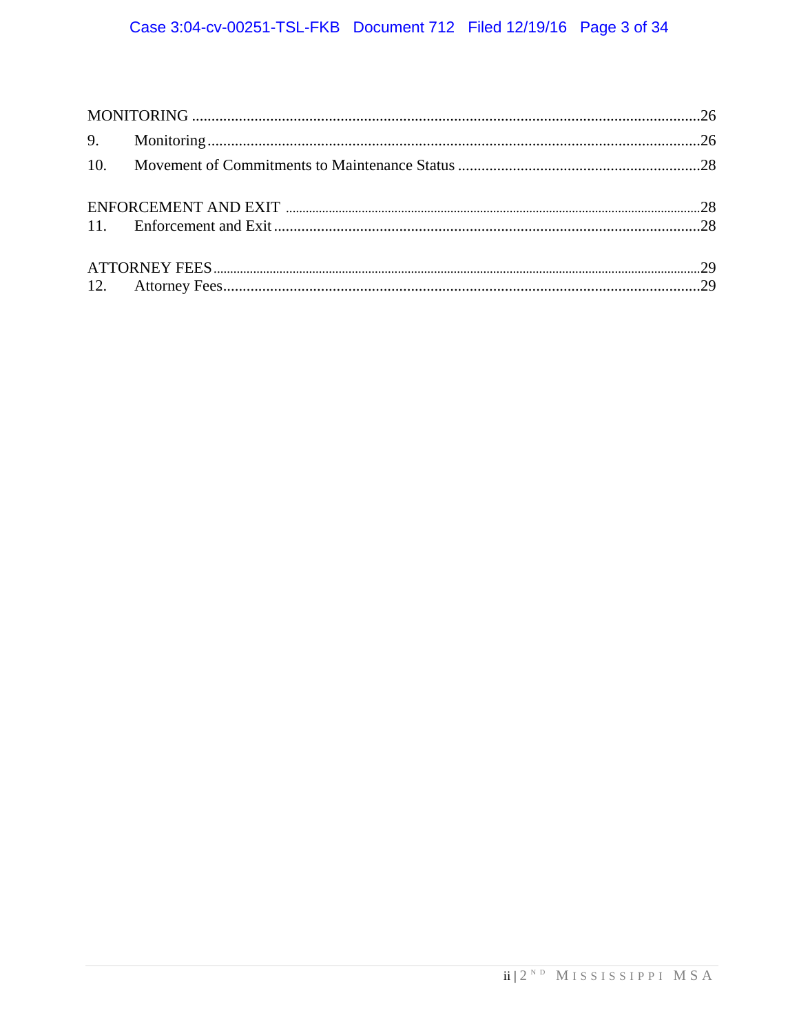MONITORING ..................................................................................................................26

9. Monitoring ..........................................................................................................................26

10. Movement of Commitments to Maintenance Status ...........................................................28

ENFORCEMENT AND EXIT ...........................................................................................................28

11. Enforcement and Exit ........................................................................................................28

ATTORNEY FEES ...........................................................................................................................29

12. Attorney Fees......................................................................................................................29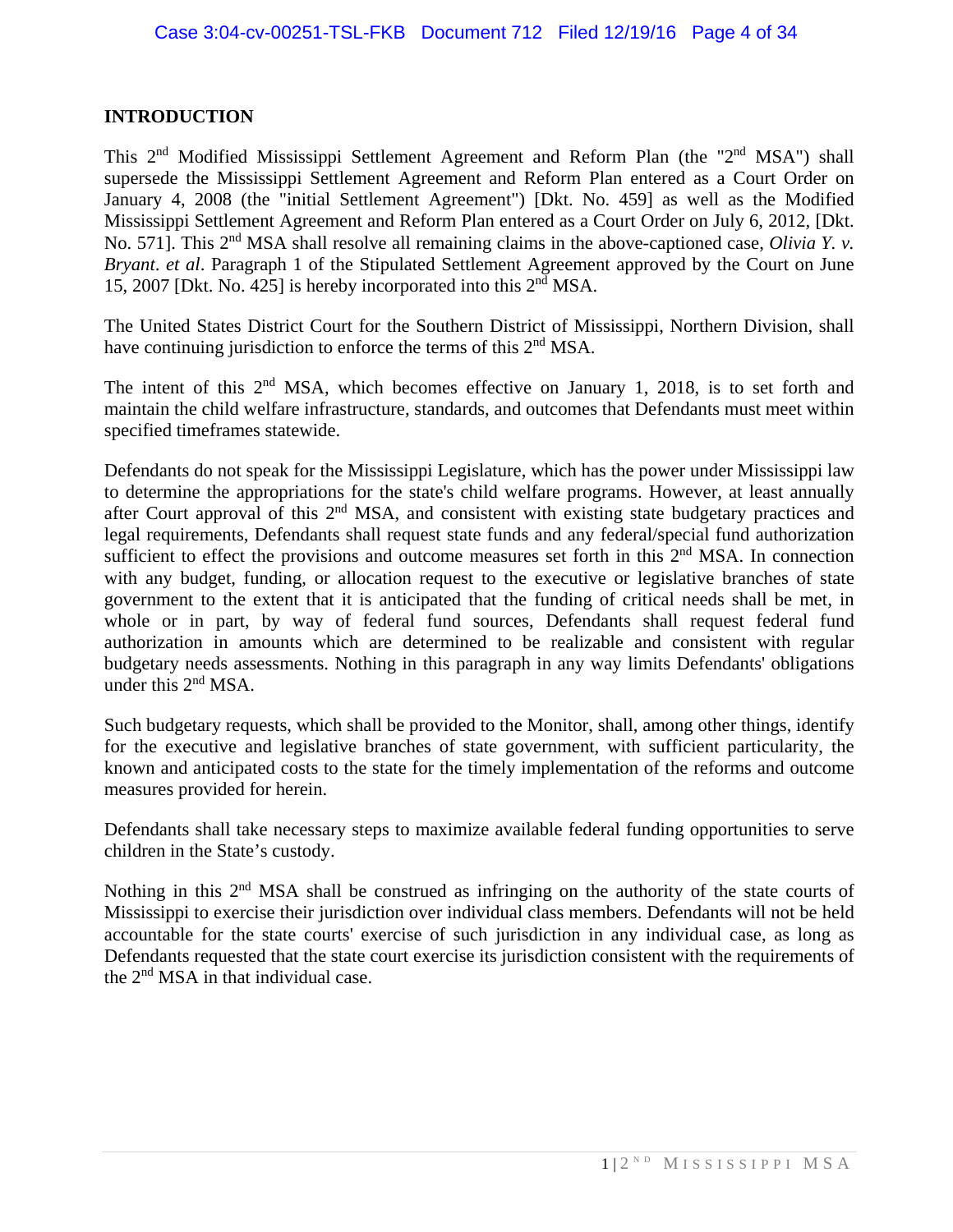## INTRODUCTION

This 2nd Modified Mississippi Settlement Agreement and Reform Plan (the "2nd MSA") shall supersede the Mississippi Settlement Agreement and Reform Plan entered as a Court Order on January 4, 2008 (the "initial Settlement Agreement") [Dkt. No. 459] as well as the Modified Mississippi Settlement Agreement and Reform Plan entered as a Court Order on July 6, 2012, [Dkt. No. 571]. This 2nd MSA shall resolve all remaining claims in the above-captioned case, *Olivia Y. v. Bryant*. *et al*. Paragraph 1 of the Stipulated Settlement Agreement approved by the Court on June 15, 2007 [Dkt. No. 425] is hereby incorporated into this 2nd MSA.

The United States District Court for the Southern District of Mississippi, Northern Division, shall have continuing jurisdiction to enforce the terms of this 2nd MSA.

The intent of this 2nd MSA, which becomes effective on January 1, 2018, is to set forth and maintain the child welfare infrastructure, standards, and outcomes that Defendants must meet within specified timeframes statewide.

Defendants do not speak for the Mississippi Legislature, which has the power under Mississippi law to determine the appropriations for the state's child welfare programs. However, at least annually after Court approval of this 2nd MSA, and consistent with existing state budgetary practices and legal requirements, Defendants shall request state funds and any federal/special fund authorization sufficient to effect the provisions and outcome measures set forth in this 2nd MSA. In connection with any budget, funding, or allocation request to the executive or legislative branches of state government to the extent that it is anticipated that the funding of critical needs shall be met, in whole or in part, by way of federal fund sources, Defendants shall request federal fund authorization in amounts which are determined to be realizable and consistent with regular budgetary needs assessments. Nothing in this paragraph in any way limits Defendants' obligations under this 2nd MSA.

Such budgetary requests, which shall be provided to the Monitor, shall, among other things, identify for the executive and legislative branches of state government, with sufficient particularity, the known and anticipated costs to the state for the timely implementation of the reforms and outcome measures provided for herein.

Defendants shall take necessary steps to maximize available federal funding opportunities to serve children in the State's custody.

Nothing in this 2nd MSA shall be construed as infringing on the authority of the state courts of Mississippi to exercise their jurisdiction over individual class members. Defendants will not be held accountable for the state courts' exercise of such jurisdiction in any individual case, as long as Defendants requested that the state court exercise its jurisdiction consistent with the requirements of the 2nd MSA in that individual case.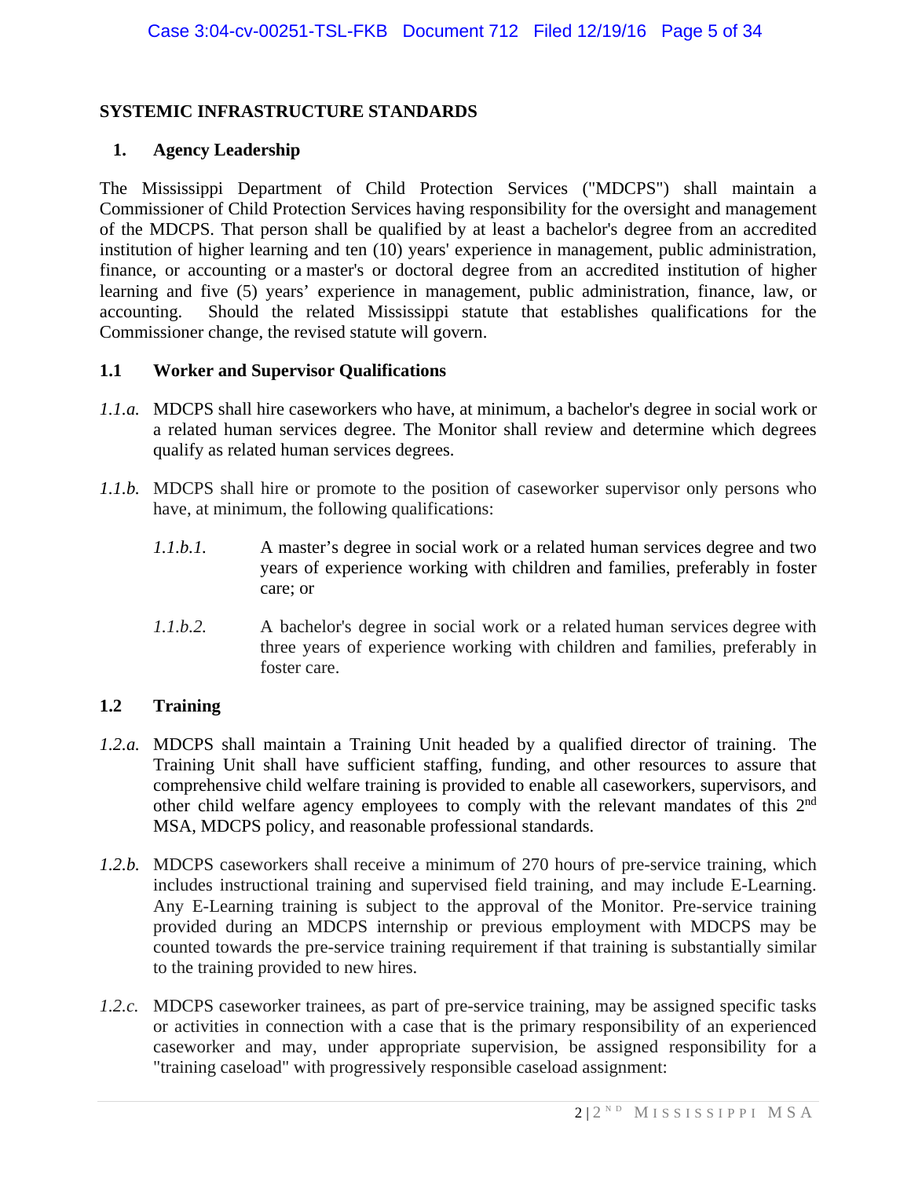## SYSTEMIC INFRASTRUCTURE STANDARDS

### 1. Agency Leadership

The Mississippi Department of Child Protection Services ("MDCPS") shall maintain a Commissioner of Child Protection Services having responsibility for the oversight and management of the MDCPS. That person shall be qualified by at least a bachelor's degree from an accredited institution of higher learning and ten (10) years' experience in management, public administration, finance, or accounting or a master's or doctoral degree from an accredited institution of higher learning and five (5) years' experience in management, public administration, finance, law, or accounting. Should the related Mississippi statute that establishes qualifications for the Commissioner change, the revised statute will govern.

### 1.1 Worker and Supervisor Qualifications

*1.1.a.* MDCPS shall hire caseworkers who have, at minimum, a bachelor's degree in social work or a related human services degree. The Monitor shall review and determine which degrees qualify as related human services degrees.

*1.1.b.* MDCPS shall hire or promote to the position of caseworker supervisor only persons who have, at minimum, the following qualifications:

*1.1.b.1.* A master's degree in social work or a related human services degree and two years of experience working with children and families, preferably in foster care; or

*1.1.b.2.* A bachelor's degree in social work or a related human services degree with three years of experience working with children and families, preferably in foster care.

### 1.2 Training

*1.2.a.* MDCPS shall maintain a Training Unit headed by a qualified director of training. The Training Unit shall have sufficient staffing, funding, and other resources to assure that comprehensive child welfare training is provided to enable all caseworkers, supervisors, and other child welfare agency employees to comply with the relevant mandates of this 2nd MSA, MDCPS policy, and reasonable professional standards.

*1.2.b.* MDCPS caseworkers shall receive a minimum of 270 hours of pre-service training, which includes instructional training and supervised field training, and may include E-Learning. Any E-Learning training is subject to the approval of the Monitor. Pre-service training provided during an MDCPS internship or previous employment with MDCPS may be counted towards the pre-service training requirement if that training is substantially similar to the training provided to new hires.

*1.2.c.* MDCPS caseworker trainees, as part of pre-service training, may be assigned specific tasks or activities in connection with a case that is the primary responsibility of an experienced caseworker and may, under appropriate supervision, be assigned responsibility for a "training caseload" with progressively responsible caseload assignment: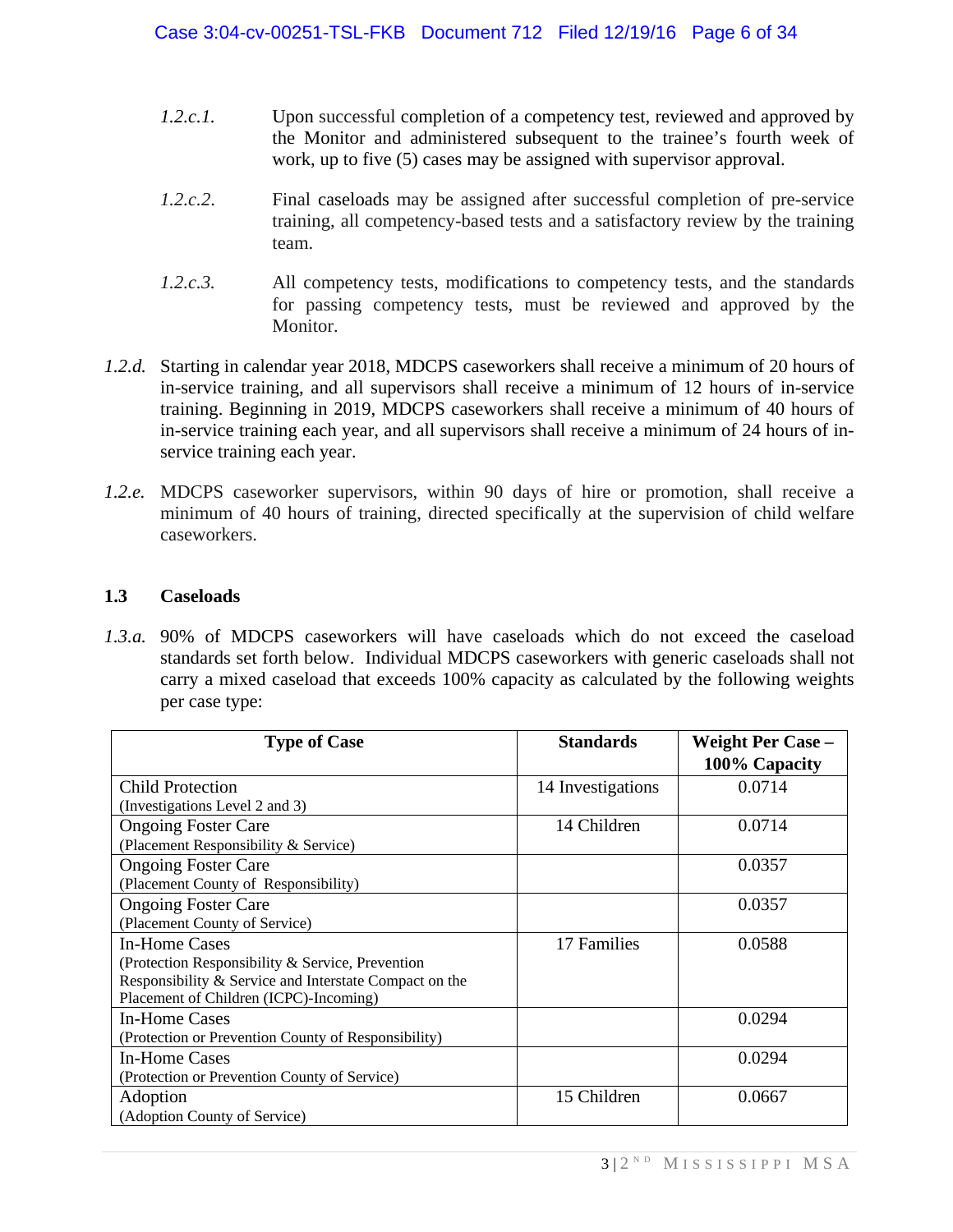*1.2.c.1.* Upon successful completion of a competency test, reviewed and approved by the Monitor and administered subsequent to the trainee's fourth week of work, up to five (5) cases may be assigned with supervisor approval.

*1.2.c.2.* Final caseloads may be assigned after successful completion of pre-service training, all competency-based tests and a satisfactory review by the training team.

*1.2.c.3.* All competency tests, modifications to competency tests, and the standards for passing competency tests, must be reviewed and approved by the Monitor.

*1.2.d.* Starting in calendar year 2018, MDCPS caseworkers shall receive a minimum of 20 hours of in-service training, and all supervisors shall receive a minimum of 12 hours of in-service training. Beginning in 2019, MDCPS caseworkers shall receive a minimum of 40 hours of in-service training each year, and all supervisors shall receive a minimum of 24 hours of in-service training each year.

*1.2.e.* MDCPS caseworker supervisors, within 90 days of hire or promotion, shall receive a minimum of 40 hours of training, directed specifically at the supervision of child welfare caseworkers.

### 1.3 Caseloads

*1.3.a.* 90% of MDCPS caseworkers will have caseloads which do not exceed the caseload standards set forth below. Individual MDCPS caseworkers with generic caseloads shall not carry a mixed caseload that exceeds 100% capacity as calculated by the following weights per case type:

| Type of Case | Standards | Weight Per Case – 100% Capacity |
|---|---|---|
| Child Protection (Investigations Level 2 and 3) | 14 Investigations | 0.0714 |
| Ongoing Foster Care (Placement Responsibility & Service) | 14 Children | 0.0714 |
| Ongoing Foster Care (Placement County of Responsibility) | | 0.0357 |
| Ongoing Foster Care (Placement County of Service) | | 0.0357 |
| In-Home Cases (Protection Responsibility & Service, Prevention Responsibility & Service and Interstate Compact on the Placement of Children (ICPC)-Incoming) | 17 Families | 0.0588 |
| In-Home Cases (Protection or Prevention County of Responsibility) | | 0.0294 |
| In-Home Cases (Protection or Prevention County of Service) | | 0.0294 |
| Adoption (Adoption County of Service) | 15 Children | 0.0667 |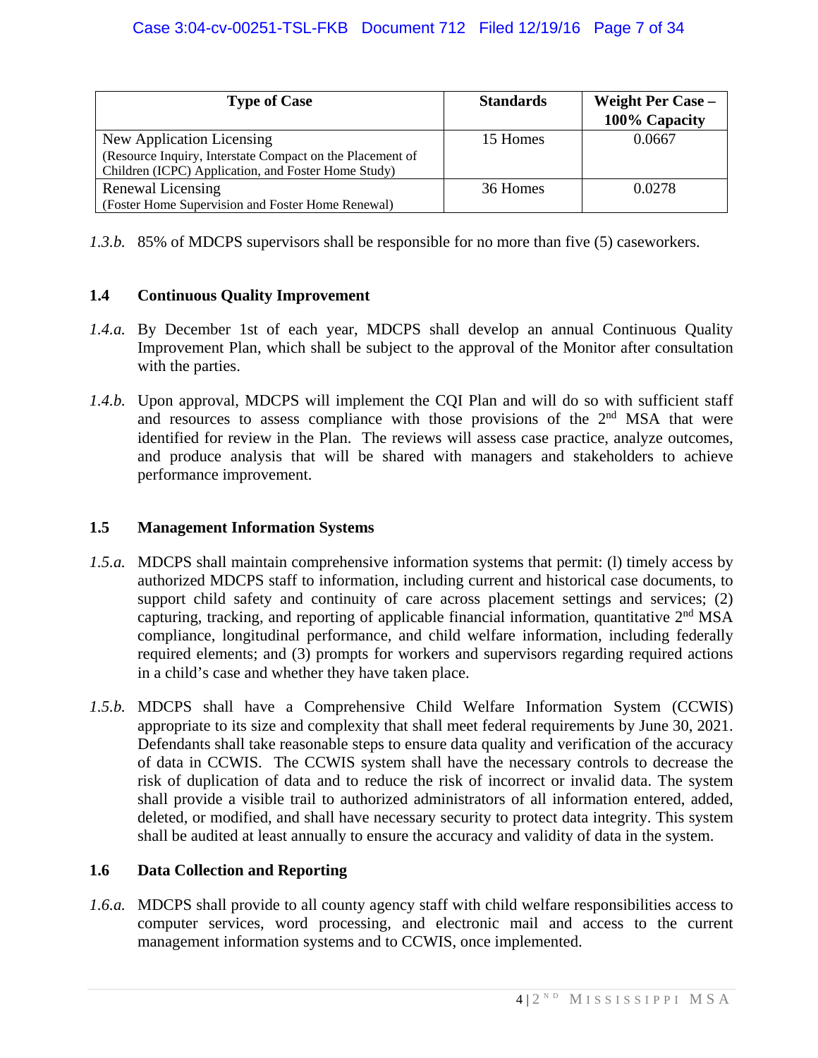| Type of Case | Standards | Weight Per Case – 100% Capacity |
|---|---|---|
| New Application Licensing (Resource Inquiry, Interstate Compact on the Placement of Children (ICPC) Application, and Foster Home Study) | 15 Homes | 0.0667 |
| Renewal Licensing (Foster Home Supervision and Foster Home Renewal) | 36 Homes | 0.0278 |

*1.3.b.* 85% of MDCPS supervisors shall be responsible for no more than five (5) caseworkers.

### 1.4 Continuous Quality Improvement

*1.4.a.* By December 1st of each year, MDCPS shall develop an annual Continuous Quality Improvement Plan, which shall be subject to the approval of the Monitor after consultation with the parties.

*1.4.b.* Upon approval, MDCPS will implement the CQI Plan and will do so with sufficient staff and resources to assess compliance with those provisions of the 2nd MSA that were identified for review in the Plan. The reviews will assess case practice, analyze outcomes, and produce analysis that will be shared with managers and stakeholders to achieve performance improvement.

### 1.5 Management Information Systems

*1.5.a.* MDCPS shall maintain comprehensive information systems that permit: (l) timely access by authorized MDCPS staff to information, including current and historical case documents, to support child safety and continuity of care across placement settings and services; (2) capturing, tracking, and reporting of applicable financial information, quantitative 2nd MSA compliance, longitudinal performance, and child welfare information, including federally required elements; and (3) prompts for workers and supervisors regarding required actions in a child's case and whether they have taken place.

*1.5.b.* MDCPS shall have a Comprehensive Child Welfare Information System (CCWIS) appropriate to its size and complexity that shall meet federal requirements by June 30, 2021. Defendants shall take reasonable steps to ensure data quality and verification of the accuracy of data in CCWIS. The CCWIS system shall have the necessary controls to decrease the risk of duplication of data and to reduce the risk of incorrect or invalid data. The system shall provide a visible trail to authorized administrators of all information entered, added, deleted, or modified, and shall have necessary security to protect data integrity. This system shall be audited at least annually to ensure the accuracy and validity of data in the system.

### 1.6 Data Collection and Reporting

*1.6.a.* MDCPS shall provide to all county agency staff with child welfare responsibilities access to computer services, word processing, and electronic mail and access to the current management information systems and to CCWIS, once implemented.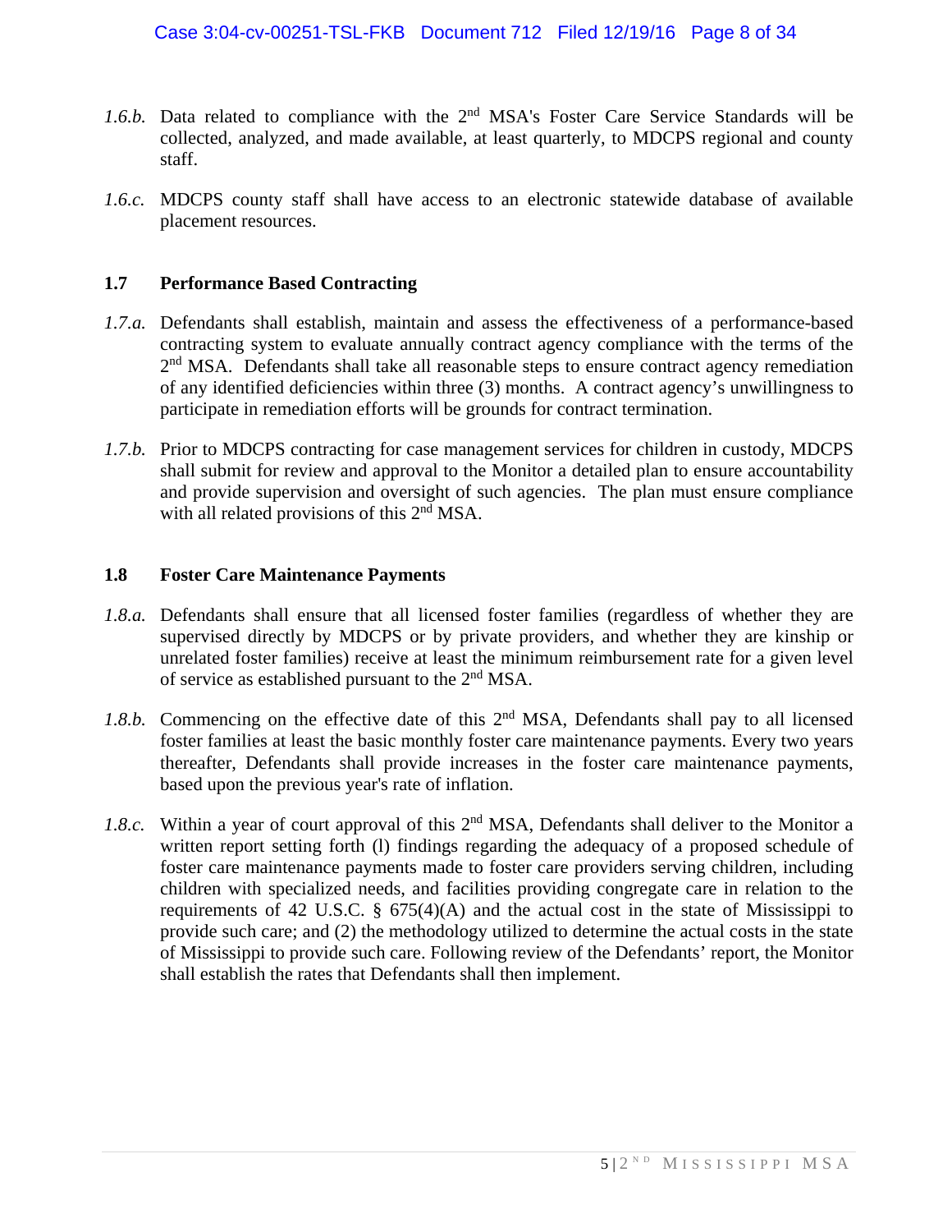*1.6.b.* Data related to compliance with the 2nd MSA's Foster Care Service Standards will be collected, analyzed, and made available, at least quarterly, to MDCPS regional and county staff.

*1.6.c.* MDCPS county staff shall have access to an electronic statewide database of available placement resources.

### 1.7 Performance Based Contracting

*1.7.a.* Defendants shall establish, maintain and assess the effectiveness of a performance-based contracting system to evaluate annually contract agency compliance with the terms of the 2nd MSA. Defendants shall take all reasonable steps to ensure contract agency remediation of any identified deficiencies within three (3) months. A contract agency's unwillingness to participate in remediation efforts will be grounds for contract termination.

*1.7.b.* Prior to MDCPS contracting for case management services for children in custody, MDCPS shall submit for review and approval to the Monitor a detailed plan to ensure accountability and provide supervision and oversight of such agencies. The plan must ensure compliance with all related provisions of this 2nd MSA.

### 1.8 Foster Care Maintenance Payments

*1.8.a.* Defendants shall ensure that all licensed foster families (regardless of whether they are supervised directly by MDCPS or by private providers, and whether they are kinship or unrelated foster families) receive at least the minimum reimbursement rate for a given level of service as established pursuant to the 2nd MSA.

*1.8.b.* Commencing on the effective date of this 2nd MSA, Defendants shall pay to all licensed foster families at least the basic monthly foster care maintenance payments. Every two years thereafter, Defendants shall provide increases in the foster care maintenance payments, based upon the previous year's rate of inflation.

*1.8.c.* Within a year of court approval of this 2nd MSA, Defendants shall deliver to the Monitor a written report setting forth (l) findings regarding the adequacy of a proposed schedule of foster care maintenance payments made to foster care providers serving children, including children with specialized needs, and facilities providing congregate care in relation to the requirements of 42 U.S.C. § 675(4)(A) and the actual cost in the state of Mississippi to provide such care; and (2) the methodology utilized to determine the actual costs in the state of Mississippi to provide such care. Following review of the Defendants' report, the Monitor shall establish the rates that Defendants shall then implement.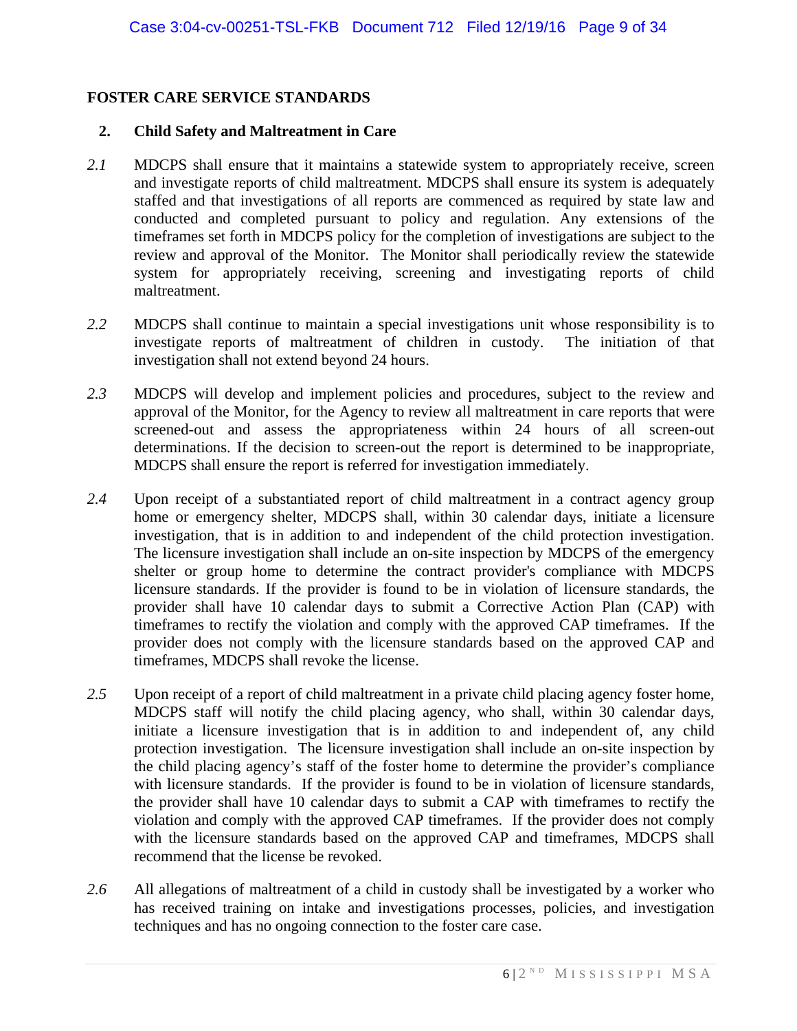**FOSTER CARE SERVICE STANDARDS**

**2. Child Safety and Maltreatment in Care**

*2.1* MDCPS shall ensure that it maintains a statewide system to appropriately receive, screen and investigate reports of child maltreatment. MDCPS shall ensure its system is adequately staffed and that investigations of all reports are commenced as required by state law and conducted and completed pursuant to policy and regulation. Any extensions of the timeframes set forth in MDCPS policy for the completion of investigations are subject to the review and approval of the Monitor. The Monitor shall periodically review the statewide system for appropriately receiving, screening and investigating reports of child maltreatment.

*2.2* MDCPS shall continue to maintain a special investigations unit whose responsibility is to investigate reports of maltreatment of children in custody. The initiation of that investigation shall not extend beyond 24 hours.

*2.3* MDCPS will develop and implement policies and procedures, subject to the review and approval of the Monitor, for the Agency to review all maltreatment in care reports that were screened-out and assess the appropriateness within 24 hours of all screen-out determinations. If the decision to screen-out the report is determined to be inappropriate, MDCPS shall ensure the report is referred for investigation immediately.

*2.4* Upon receipt of a substantiated report of child maltreatment in a contract agency group home or emergency shelter, MDCPS shall, within 30 calendar days, initiate a licensure investigation, that is in addition to and independent of the child protection investigation. The licensure investigation shall include an on-site inspection by MDCPS of the emergency shelter or group home to determine the contract provider's compliance with MDCPS licensure standards. If the provider is found to be in violation of licensure standards, the provider shall have 10 calendar days to submit a Corrective Action Plan (CAP) with timeframes to rectify the violation and comply with the approved CAP timeframes. If the provider does not comply with the licensure standards based on the approved CAP and timeframes, MDCPS shall revoke the license.

*2.5* Upon receipt of a report of child maltreatment in a private child placing agency foster home, MDCPS staff will notify the child placing agency, who shall, within 30 calendar days, initiate a licensure investigation that is in addition to and independent of, any child protection investigation. The licensure investigation shall include an on-site inspection by the child placing agency's staff of the foster home to determine the provider's compliance with licensure standards. If the provider is found to be in violation of licensure standards, the provider shall have 10 calendar days to submit a CAP with timeframes to rectify the violation and comply with the approved CAP timeframes. If the provider does not comply with the licensure standards based on the approved CAP and timeframes, MDCPS shall recommend that the license be revoked.

*2.6* All allegations of maltreatment of a child in custody shall be investigated by a worker who has received training on intake and investigations processes, policies, and investigation techniques and has no ongoing connection to the foster care case.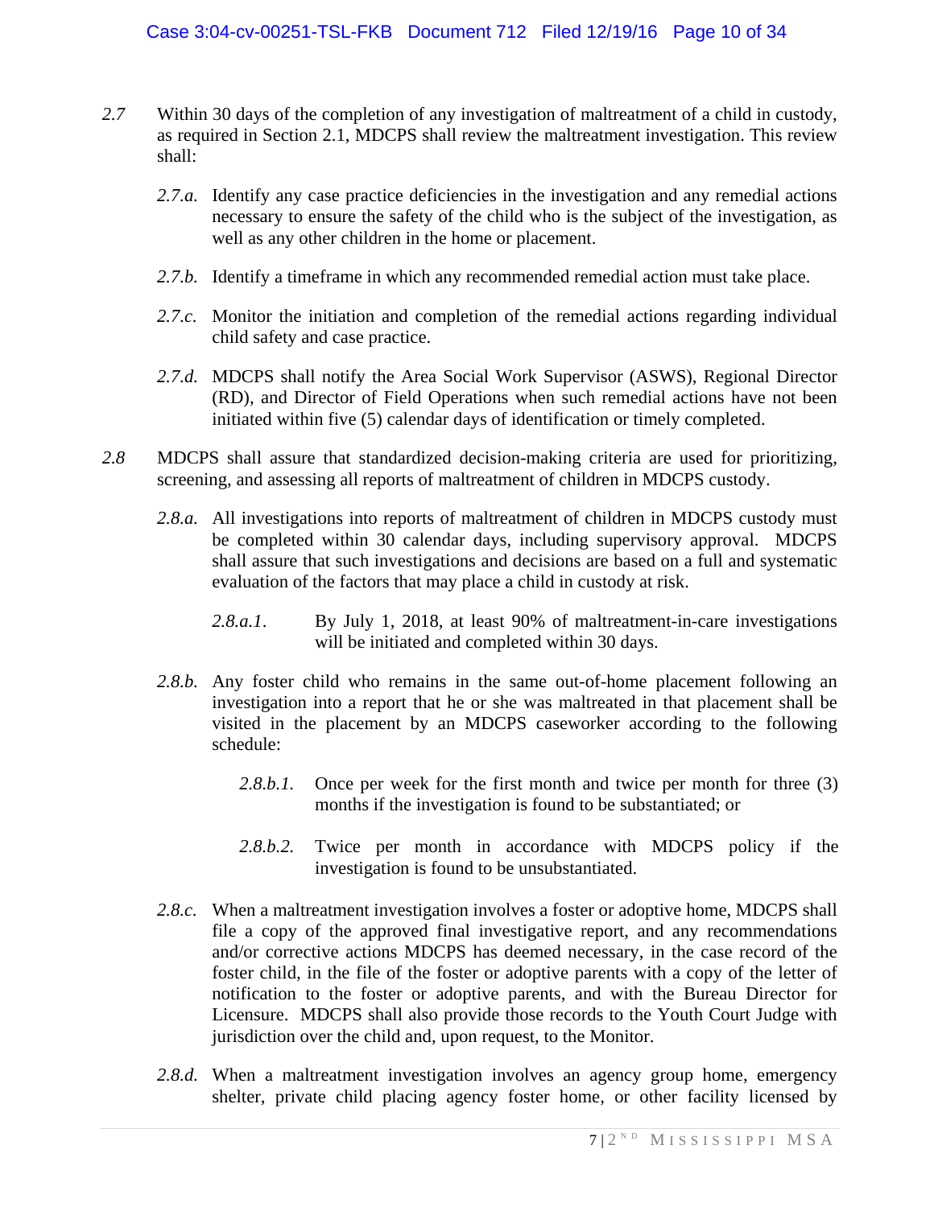*2.7* Within 30 days of the completion of any investigation of maltreatment of a child in custody, as required in Section 2.1, MDCPS shall review the maltreatment investigation. This review shall:

> *2.7.a.* Identify any case practice deficiencies in the investigation and any remedial actions necessary to ensure the safety of the child who is the subject of the investigation, as well as any other children in the home or placement.
>
> *2.7.b.* Identify a timeframe in which any recommended remedial action must take place.
>
> *2.7.c.* Monitor the initiation and completion of the remedial actions regarding individual child safety and case practice.
>
> *2.7.d.* MDCPS shall notify the Area Social Work Supervisor (ASWS), Regional Director (RD), and Director of Field Operations when such remedial actions have not been initiated within five (5) calendar days of identification or timely completed.

*2.8* MDCPS shall assure that standardized decision-making criteria are used for prioritizing, screening, and assessing all reports of maltreatment of children in MDCPS custody.

> *2.8.a.* All investigations into reports of maltreatment of children in MDCPS custody must be completed within 30 calendar days, including supervisory approval. MDCPS shall assure that such investigations and decisions are based on a full and systematic evaluation of the factors that may place a child in custody at risk.
>
> > *2.8.a.1.* By July 1, 2018, at least 90% of maltreatment-in-care investigations will be initiated and completed within 30 days.
>
> *2.8.b.* Any foster child who remains in the same out-of-home placement following an investigation into a report that he or she was maltreated in that placement shall be visited in the placement by an MDCPS caseworker according to the following schedule:
>
> > *2.8.b.1.* Once per week for the first month and twice per month for three (3) months if the investigation is found to be substantiated; or
> >
> > *2.8.b.2.* Twice per month in accordance with MDCPS policy if the investigation is found to be unsubstantiated.
>
> *2.8.c.* When a maltreatment investigation involves a foster or adoptive home, MDCPS shall file a copy of the approved final investigative report, and any recommendations and/or corrective actions MDCPS has deemed necessary, in the case record of the foster child, in the file of the foster or adoptive parents with a copy of the letter of notification to the foster or adoptive parents, and with the Bureau Director for Licensure. MDCPS shall also provide those records to the Youth Court Judge with jurisdiction over the child and, upon request, to the Monitor.
>
> *2.8.d.* When a maltreatment investigation involves an agency group home, emergency shelter, private child placing agency foster home, or other facility licensed by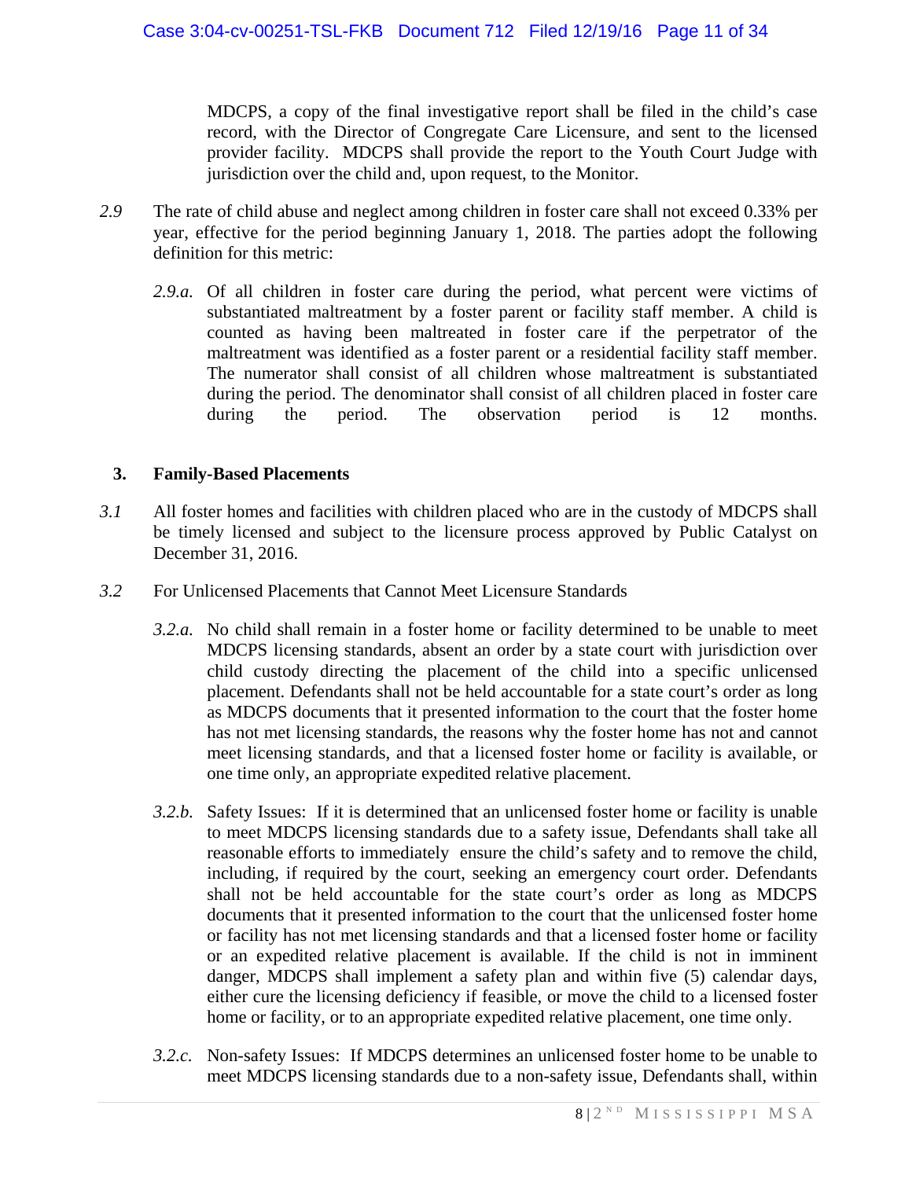MDCPS, a copy of the final investigative report shall be filed in the child's case record, with the Director of Congregate Care Licensure, and sent to the licensed provider facility. MDCPS shall provide the report to the Youth Court Judge with jurisdiction over the child and, upon request, to the Monitor.

*2.9* The rate of child abuse and neglect among children in foster care shall not exceed 0.33% per year, effective for the period beginning January 1, 2018. The parties adopt the following definition for this metric:

*2.9.a.* Of all children in foster care during the period, what percent were victims of substantiated maltreatment by a foster parent or facility staff member. A child is counted as having been maltreated in foster care if the perpetrator of the maltreatment was identified as a foster parent or a residential facility staff member. The numerator shall consist of all children whose maltreatment is substantiated during the period. The denominator shall consist of all children placed in foster care during the period. The observation period is 12 months.

## 3. Family-Based Placements

*3.1* All foster homes and facilities with children placed who are in the custody of MDCPS shall be timely licensed and subject to the licensure process approved by Public Catalyst on December 31, 2016.

*3.2* For Unlicensed Placements that Cannot Meet Licensure Standards

*3.2.a.* No child shall remain in a foster home or facility determined to be unable to meet MDCPS licensing standards, absent an order by a state court with jurisdiction over child custody directing the placement of the child into a specific unlicensed placement. Defendants shall not be held accountable for a state court's order as long as MDCPS documents that it presented information to the court that the foster home has not met licensing standards, the reasons why the foster home has not and cannot meet licensing standards, and that a licensed foster home or facility is available, or one time only, an appropriate expedited relative placement.

*3.2.b.* Safety Issues: If it is determined that an unlicensed foster home or facility is unable to meet MDCPS licensing standards due to a safety issue, Defendants shall take all reasonable efforts to immediately ensure the child's safety and to remove the child, including, if required by the court, seeking an emergency court order. Defendants shall not be held accountable for the state court's order as long as MDCPS documents that it presented information to the court that the unlicensed foster home or facility has not met licensing standards and that a licensed foster home or facility or an expedited relative placement is available. If the child is not in imminent danger, MDCPS shall implement a safety plan and within five (5) calendar days, either cure the licensing deficiency if feasible, or move the child to a licensed foster home or facility, or to an appropriate expedited relative placement, one time only.

*3.2.c.* Non-safety Issues: If MDCPS determines an unlicensed foster home to be unable to meet MDCPS licensing standards due to a non-safety issue, Defendants shall, within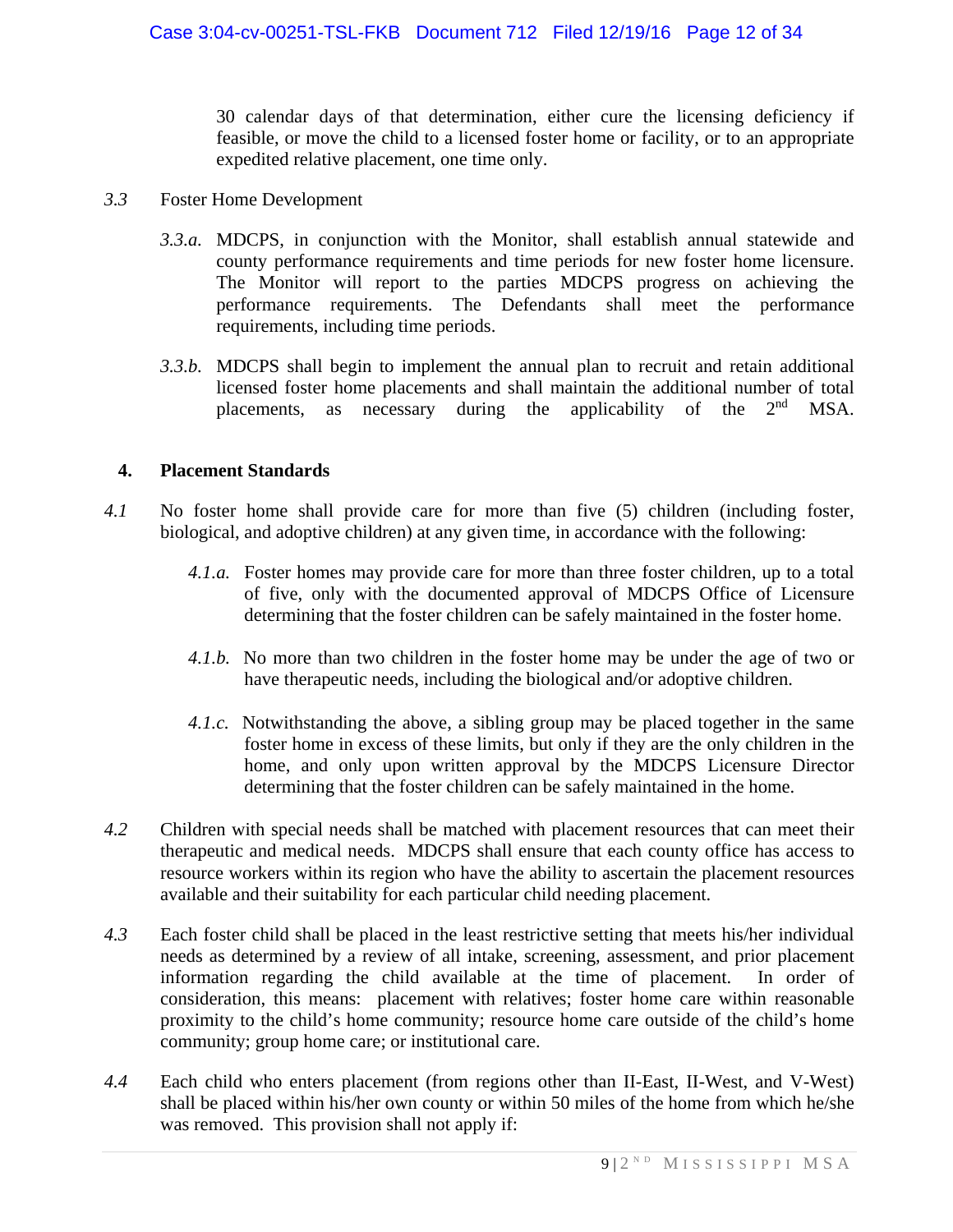30 calendar days of that determination, either cure the licensing deficiency if feasible, or move the child to a licensed foster home or facility, or to an appropriate expedited relative placement, one time only.

*3.3* Foster Home Development

*3.3.a.* MDCPS, in conjunction with the Monitor, shall establish annual statewide and county performance requirements and time periods for new foster home licensure. The Monitor will report to the parties MDCPS progress on achieving the performance requirements. The Defendants shall meet the performance requirements, including time periods.

*3.3.b.* MDCPS shall begin to implement the annual plan to recruit and retain additional licensed foster home placements and shall maintain the additional number of total placements, as necessary during the applicability of the 2nd MSA.

## 4. Placement Standards

*4.1* No foster home shall provide care for more than five (5) children (including foster, biological, and adoptive children) at any given time, in accordance with the following:

*4.1.a.* Foster homes may provide care for more than three foster children, up to a total of five, only with the documented approval of MDCPS Office of Licensure determining that the foster children can be safely maintained in the foster home.

*4.1.b.* No more than two children in the foster home may be under the age of two or have therapeutic needs, including the biological and/or adoptive children.

*4.1.c.* Notwithstanding the above, a sibling group may be placed together in the same foster home in excess of these limits, but only if they are the only children in the home, and only upon written approval by the MDCPS Licensure Director determining that the foster children can be safely maintained in the home.

*4.2* Children with special needs shall be matched with placement resources that can meet their therapeutic and medical needs. MDCPS shall ensure that each county office has access to resource workers within its region who have the ability to ascertain the placement resources available and their suitability for each particular child needing placement.

*4.3* Each foster child shall be placed in the least restrictive setting that meets his/her individual needs as determined by a review of all intake, screening, assessment, and prior placement information regarding the child available at the time of placement. In order of consideration, this means: placement with relatives; foster home care within reasonable proximity to the child's home community; resource home care outside of the child's home community; group home care; or institutional care.

*4.4* Each child who enters placement (from regions other than II-East, II-West, and V-West) shall be placed within his/her own county or within 50 miles of the home from which he/she was removed. This provision shall not apply if: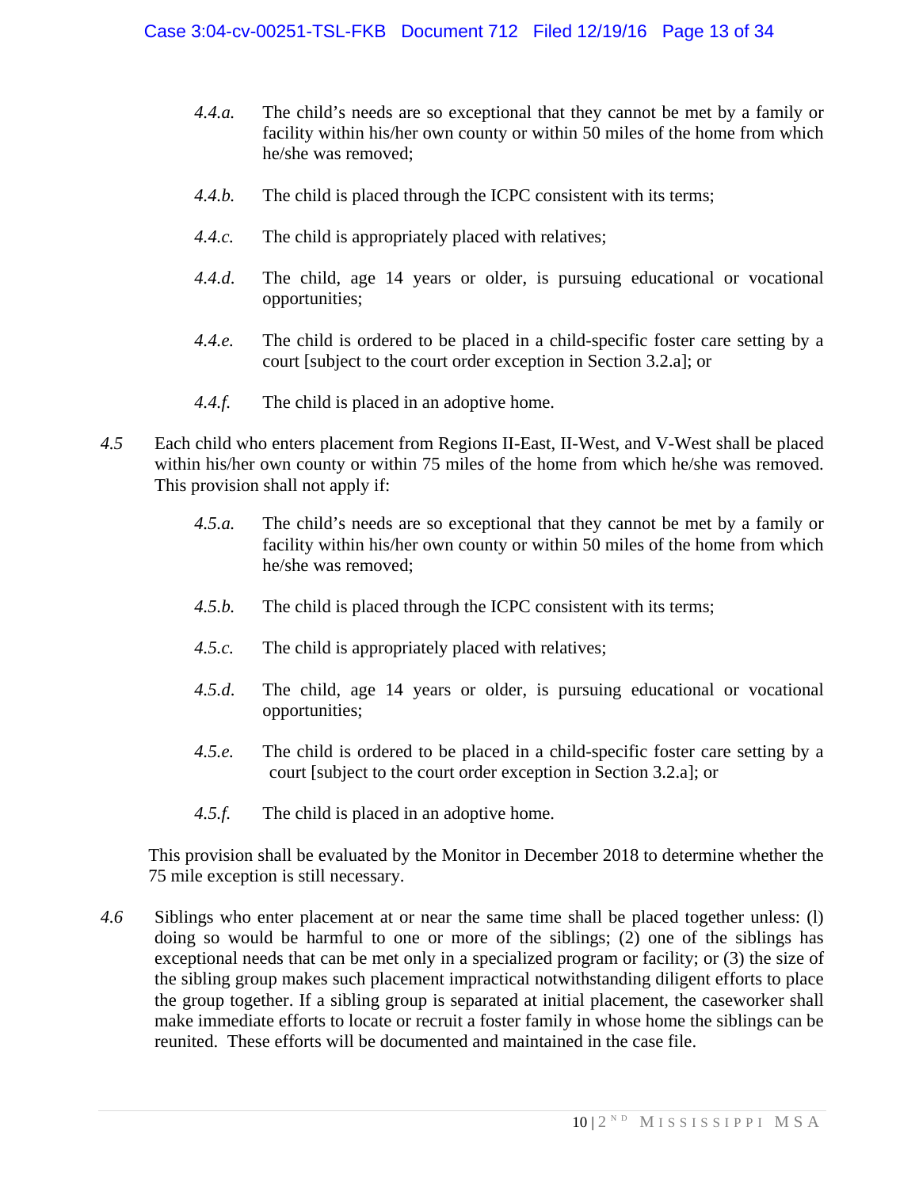- *4.4.a.* The child's needs are so exceptional that they cannot be met by a family or facility within his/her own county or within 50 miles of the home from which he/she was removed;
- *4.4.b.* The child is placed through the ICPC consistent with its terms;
- *4.4.c.* The child is appropriately placed with relatives;
- *4.4.d.* The child, age 14 years or older, is pursuing educational or vocational opportunities;
- *4.4.e.* The child is ordered to be placed in a child-specific foster care setting by a court [subject to the court order exception in Section 3.2.a]; or
- *4.4.f.* The child is placed in an adoptive home.

*4.5* Each child who enters placement from Regions II-East, II-West, and V-West shall be placed within his/her own county or within 75 miles of the home from which he/she was removed. This provision shall not apply if:

- *4.5.a.* The child's needs are so exceptional that they cannot be met by a family or facility within his/her own county or within 50 miles of the home from which he/she was removed;
- *4.5.b.* The child is placed through the ICPC consistent with its terms;
- *4.5.c.* The child is appropriately placed with relatives;
- *4.5.d.* The child, age 14 years or older, is pursuing educational or vocational opportunities;
- *4.5.e.* The child is ordered to be placed in a child-specific foster care setting by a court [subject to the court order exception in Section 3.2.a]; or
- *4.5.f.* The child is placed in an adoptive home.

This provision shall be evaluated by the Monitor in December 2018 to determine whether the 75 mile exception is still necessary.

*4.6* Siblings who enter placement at or near the same time shall be placed together unless: (l) doing so would be harmful to one or more of the siblings; (2) one of the siblings has exceptional needs that can be met only in a specialized program or facility; or (3) the size of the sibling group makes such placement impractical notwithstanding diligent efforts to place the group together. If a sibling group is separated at initial placement, the caseworker shall make immediate efforts to locate or recruit a foster family in whose home the siblings can be reunited. These efforts will be documented and maintained in the case file.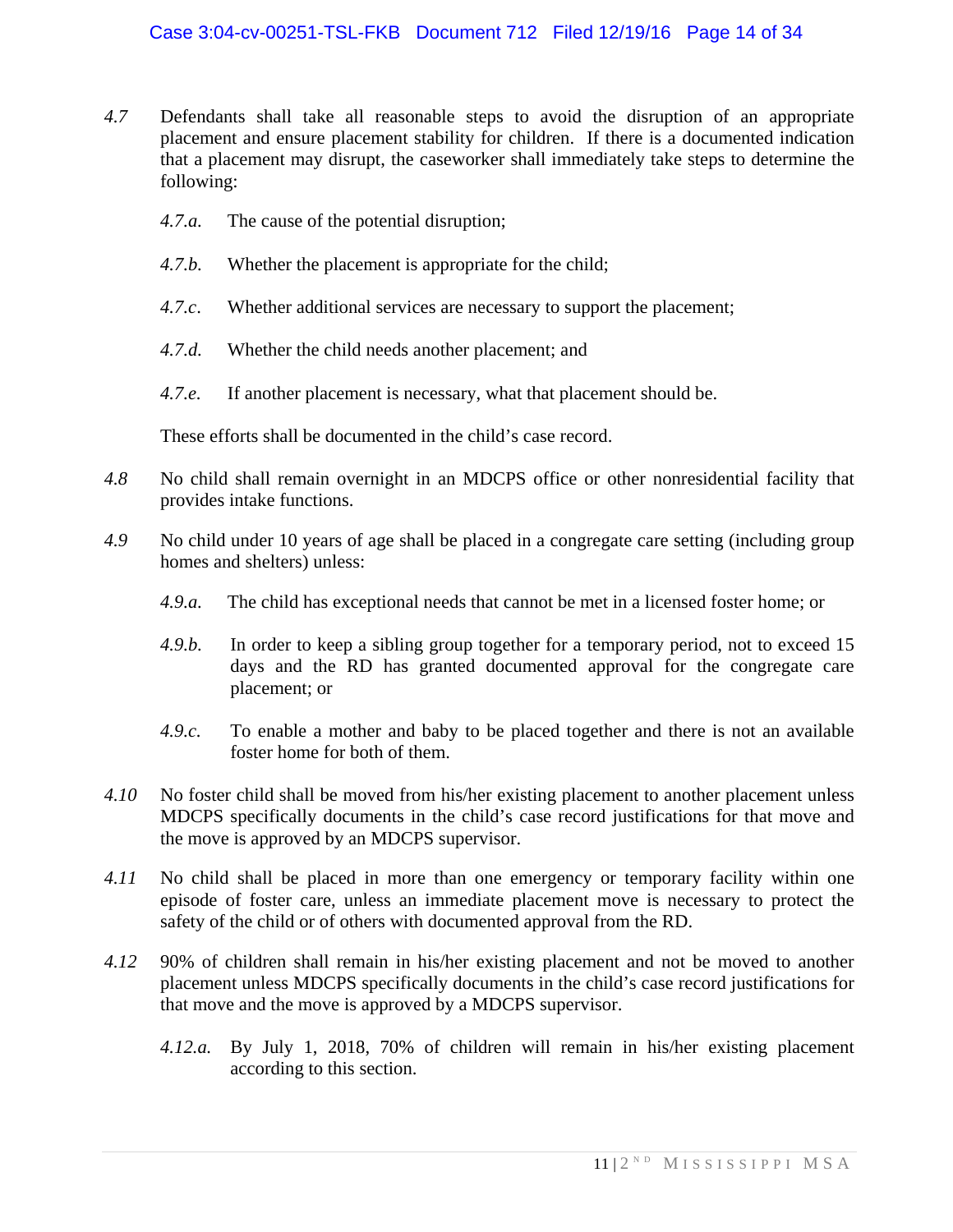*4.7* Defendants shall take all reasonable steps to avoid the disruption of an appropriate placement and ensure placement stability for children. If there is a documented indication that a placement may disrupt, the caseworker shall immediately take steps to determine the following:

*4.7.a.* The cause of the potential disruption;

*4.7.b.* Whether the placement is appropriate for the child;

*4.7.c.* Whether additional services are necessary to support the placement;

*4.7.d.* Whether the child needs another placement; and

*4.7.e.* If another placement is necessary, what that placement should be.

These efforts shall be documented in the child's case record.

*4.8* No child shall remain overnight in an MDCPS office or other nonresidential facility that provides intake functions.

*4.9* No child under 10 years of age shall be placed in a congregate care setting (including group homes and shelters) unless:

*4.9.a.* The child has exceptional needs that cannot be met in a licensed foster home; or

*4.9.b.* In order to keep a sibling group together for a temporary period, not to exceed 15 days and the RD has granted documented approval for the congregate care placement; or

*4.9.c.* To enable a mother and baby to be placed together and there is not an available foster home for both of them.

*4.10* No foster child shall be moved from his/her existing placement to another placement unless MDCPS specifically documents in the child's case record justifications for that move and the move is approved by an MDCPS supervisor.

*4.11* No child shall be placed in more than one emergency or temporary facility within one episode of foster care, unless an immediate placement move is necessary to protect the safety of the child or of others with documented approval from the RD.

*4.12* 90% of children shall remain in his/her existing placement and not be moved to another placement unless MDCPS specifically documents in the child's case record justifications for that move and the move is approved by a MDCPS supervisor.

*4.12.a.* By July 1, 2018, 70% of children will remain in his/her existing placement according to this section.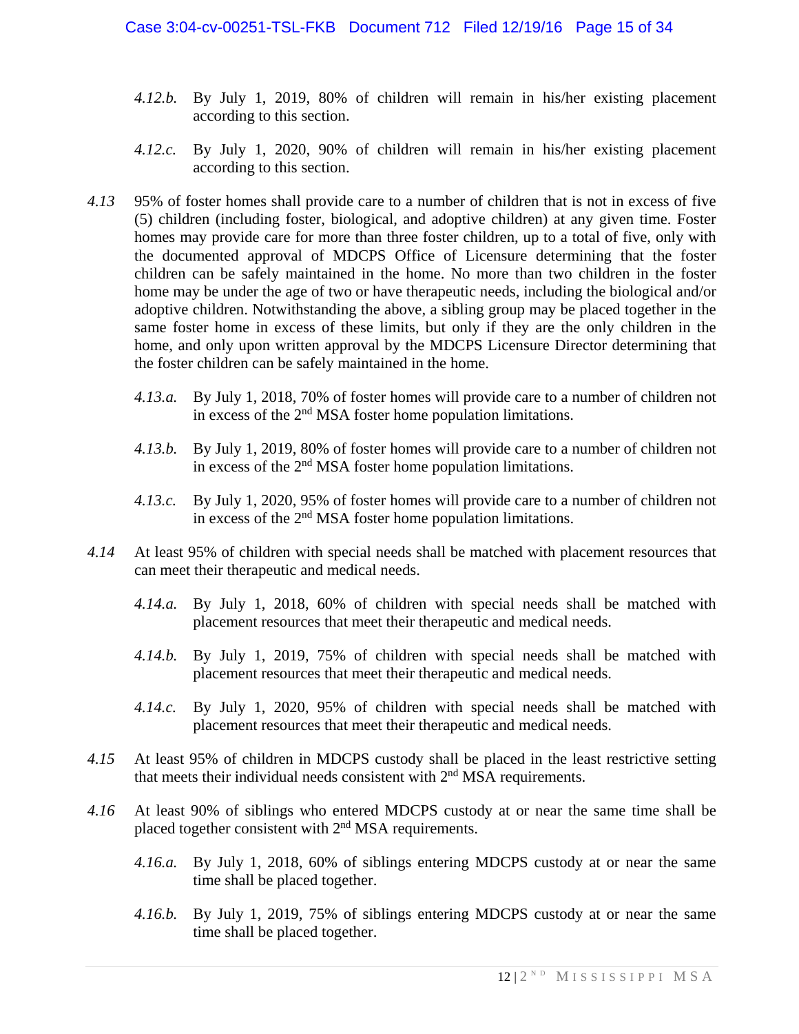*4.12.b.* By July 1, 2019, 80% of children will remain in his/her existing placement according to this section.

*4.12.c.* By July 1, 2020, 90% of children will remain in his/her existing placement according to this section.

*4.13* 95% of foster homes shall provide care to a number of children that is not in excess of five (5) children (including foster, biological, and adoptive children) at any given time. Foster homes may provide care for more than three foster children, up to a total of five, only with the documented approval of MDCPS Office of Licensure determining that the foster children can be safely maintained in the home. No more than two children in the foster home may be under the age of two or have therapeutic needs, including the biological and/or adoptive children. Notwithstanding the above, a sibling group may be placed together in the same foster home in excess of these limits, but only if they are the only children in the home, and only upon written approval by the MDCPS Licensure Director determining that the foster children can be safely maintained in the home.

*4.13.a.* By July 1, 2018, 70% of foster homes will provide care to a number of children not in excess of the 2nd MSA foster home population limitations.

*4.13.b.* By July 1, 2019, 80% of foster homes will provide care to a number of children not in excess of the 2nd MSA foster home population limitations.

*4.13.c.* By July 1, 2020, 95% of foster homes will provide care to a number of children not in excess of the 2nd MSA foster home population limitations.

*4.14* At least 95% of children with special needs shall be matched with placement resources that can meet their therapeutic and medical needs.

*4.14.a.* By July 1, 2018, 60% of children with special needs shall be matched with placement resources that meet their therapeutic and medical needs.

*4.14.b.* By July 1, 2019, 75% of children with special needs shall be matched with placement resources that meet their therapeutic and medical needs.

*4.14.c.* By July 1, 2020, 95% of children with special needs shall be matched with placement resources that meet their therapeutic and medical needs.

*4.15* At least 95% of children in MDCPS custody shall be placed in the least restrictive setting that meets their individual needs consistent with 2nd MSA requirements.

*4.16* At least 90% of siblings who entered MDCPS custody at or near the same time shall be placed together consistent with 2nd MSA requirements.

*4.16.a.* By July 1, 2018, 60% of siblings entering MDCPS custody at or near the same time shall be placed together.

*4.16.b.* By July 1, 2019, 75% of siblings entering MDCPS custody at or near the same time shall be placed together.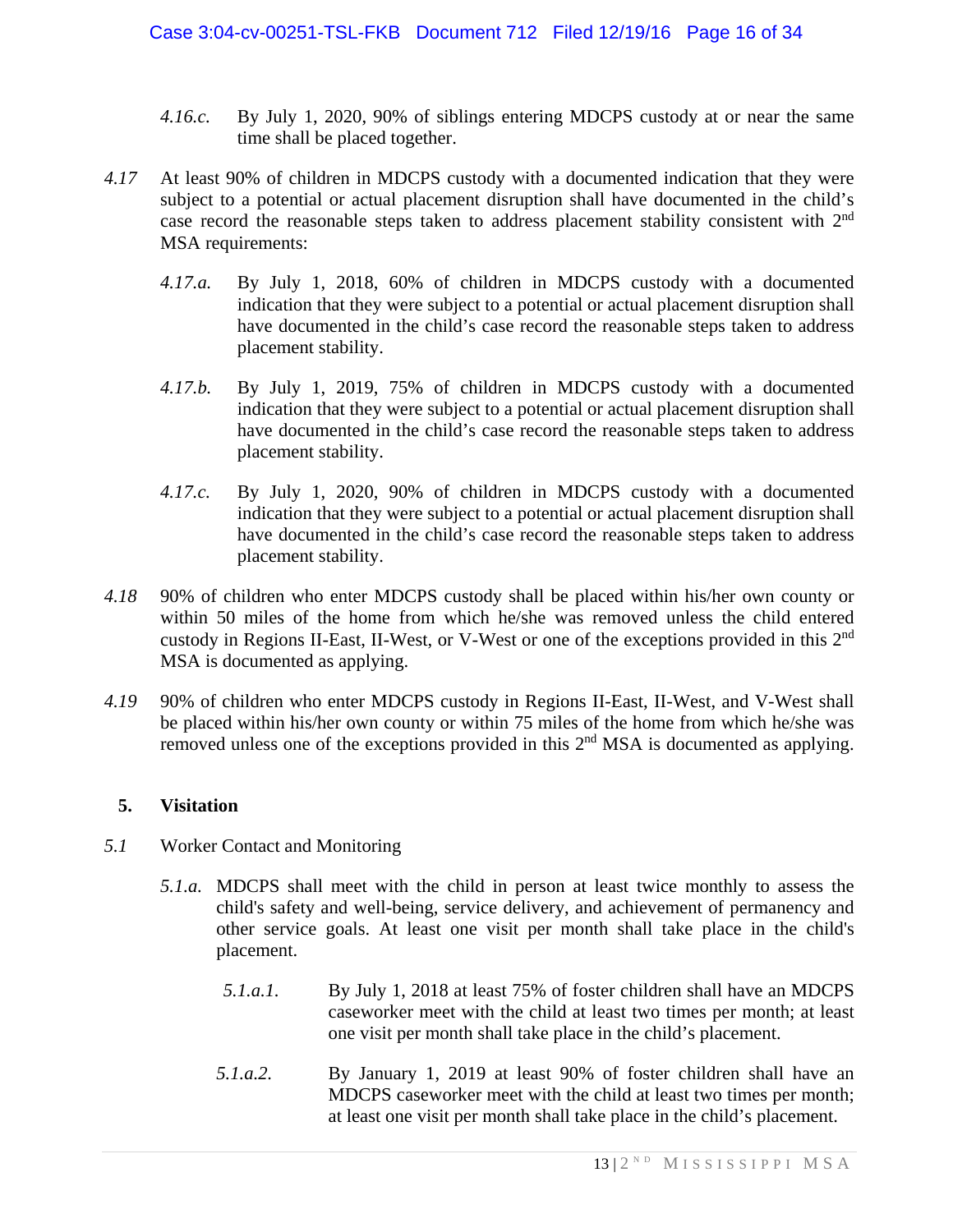*4.16.c.* By July 1, 2020, 90% of siblings entering MDCPS custody at or near the same time shall be placed together.

*4.17* At least 90% of children in MDCPS custody with a documented indication that they were subject to a potential or actual placement disruption shall have documented in the child's case record the reasonable steps taken to address placement stability consistent with 2nd MSA requirements:

*4.17.a.* By July 1, 2018, 60% of children in MDCPS custody with a documented indication that they were subject to a potential or actual placement disruption shall have documented in the child's case record the reasonable steps taken to address placement stability.

*4.17.b.* By July 1, 2019, 75% of children in MDCPS custody with a documented indication that they were subject to a potential or actual placement disruption shall have documented in the child's case record the reasonable steps taken to address placement stability.

*4.17.c.* By July 1, 2020, 90% of children in MDCPS custody with a documented indication that they were subject to a potential or actual placement disruption shall have documented in the child's case record the reasonable steps taken to address placement stability.

*4.18* 90% of children who enter MDCPS custody shall be placed within his/her own county or within 50 miles of the home from which he/she was removed unless the child entered custody in Regions II-East, II-West, or V-West or one of the exceptions provided in this 2nd MSA is documented as applying.

*4.19* 90% of children who enter MDCPS custody in Regions II-East, II-West, and V-West shall be placed within his/her own county or within 75 miles of the home from which he/she was removed unless one of the exceptions provided in this 2nd MSA is documented as applying.

## 5. Visitation

*5.1* Worker Contact and Monitoring

*5.1.a.* MDCPS shall meet with the child in person at least twice monthly to assess the child's safety and well-being, service delivery, and achievement of permanency and other service goals. At least one visit per month shall take place in the child's placement.

*5.1.a.1.* By July 1, 2018 at least 75% of foster children shall have an MDCPS caseworker meet with the child at least two times per month; at least one visit per month shall take place in the child's placement.

*5.1.a.2.* By January 1, 2019 at least 90% of foster children shall have an MDCPS caseworker meet with the child at least two times per month; at least one visit per month shall take place in the child's placement.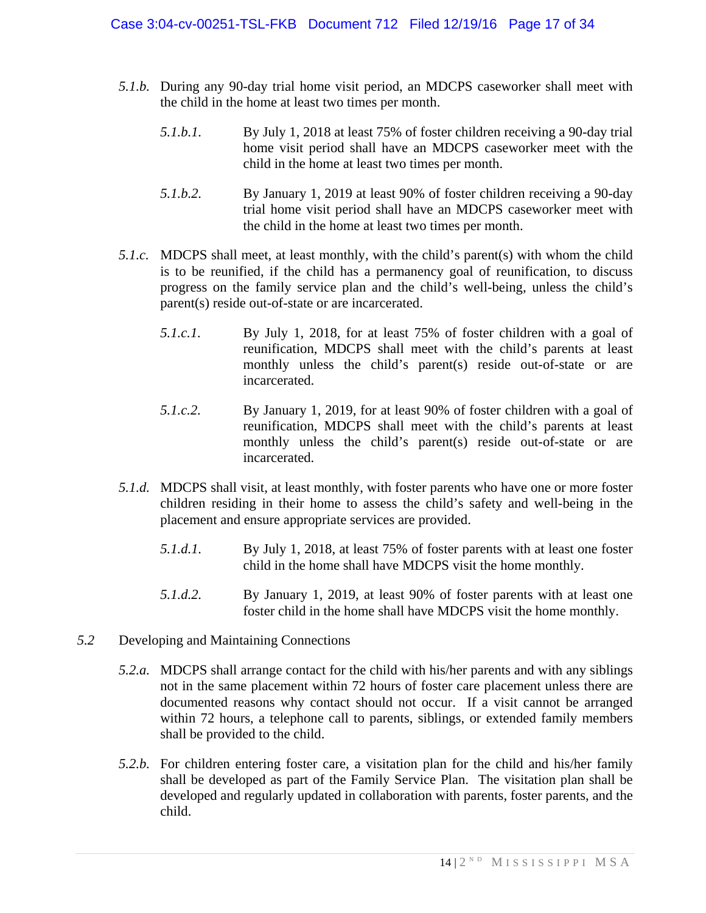*5.1.b.* During any 90-day trial home visit period, an MDCPS caseworker shall meet with the child in the home at least two times per month.

> *5.1.b.1.* By July 1, 2018 at least 75% of foster children receiving a 90-day trial home visit period shall have an MDCPS caseworker meet with the child in the home at least two times per month.
>
> *5.1.b.2.* By January 1, 2019 at least 90% of foster children receiving a 90-day trial home visit period shall have an MDCPS caseworker meet with the child in the home at least two times per month.

*5.1.c.* MDCPS shall meet, at least monthly, with the child's parent(s) with whom the child is to be reunified, if the child has a permanency goal of reunification, to discuss progress on the family service plan and the child's well-being, unless the child's parent(s) reside out-of-state or are incarcerated.

> *5.1.c.1.* By July 1, 2018, for at least 75% of foster children with a goal of reunification, MDCPS shall meet with the child's parents at least monthly unless the child's parent(s) reside out-of-state or are incarcerated.
>
> *5.1.c.2.* By January 1, 2019, for at least 90% of foster children with a goal of reunification, MDCPS shall meet with the child's parents at least monthly unless the child's parent(s) reside out-of-state or are incarcerated.

*5.1.d.* MDCPS shall visit, at least monthly, with foster parents who have one or more foster children residing in their home to assess the child's safety and well-being in the placement and ensure appropriate services are provided.

> *5.1.d.1.* By July 1, 2018, at least 75% of foster parents with at least one foster child in the home shall have MDCPS visit the home monthly.
>
> *5.1.d.2.* By January 1, 2019, at least 90% of foster parents with at least one foster child in the home shall have MDCPS visit the home monthly.

*5.2* Developing and Maintaining Connections

*5.2.a.* MDCPS shall arrange contact for the child with his/her parents and with any siblings not in the same placement within 72 hours of foster care placement unless there are documented reasons why contact should not occur. If a visit cannot be arranged within 72 hours, a telephone call to parents, siblings, or extended family members shall be provided to the child.

*5.2.b.* For children entering foster care, a visitation plan for the child and his/her family shall be developed as part of the Family Service Plan. The visitation plan shall be developed and regularly updated in collaboration with parents, foster parents, and the child.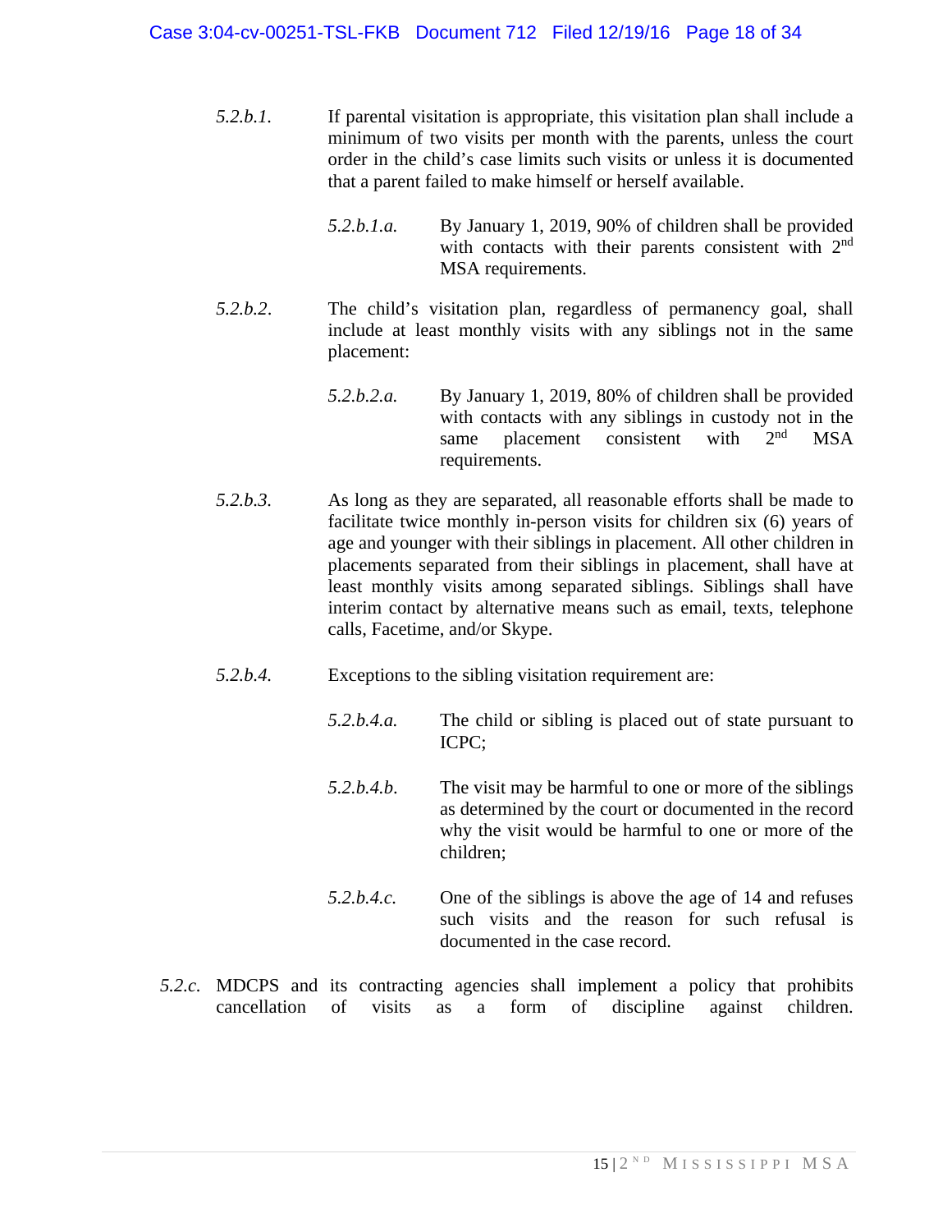*5.2.b.1.* If parental visitation is appropriate, this visitation plan shall include a minimum of two visits per month with the parents, unless the court order in the child's case limits such visits or unless it is documented that a parent failed to make himself or herself available.

*5.2.b.1.a.* By January 1, 2019, 90% of children shall be provided with contacts with their parents consistent with 2nd MSA requirements.

*5.2.b.2.* The child's visitation plan, regardless of permanency goal, shall include at least monthly visits with any siblings not in the same placement:

*5.2.b.2.a.* By January 1, 2019, 80% of children shall be provided with contacts with any siblings in custody not in the same placement consistent with 2nd MSA requirements.

*5.2.b.3.* As long as they are separated, all reasonable efforts shall be made to facilitate twice monthly in-person visits for children six (6) years of age and younger with their siblings in placement. All other children in placements separated from their siblings in placement, shall have at least monthly visits among separated siblings. Siblings shall have interim contact by alternative means such as email, texts, telephone calls, Facetime, and/or Skype.

*5.2.b.4.* Exceptions to the sibling visitation requirement are:

*5.2.b.4.a.* The child or sibling is placed out of state pursuant to ICPC;

*5.2.b.4.b.* The visit may be harmful to one or more of the siblings as determined by the court or documented in the record why the visit would be harmful to one or more of the children;

*5.2.b.4.c.* One of the siblings is above the age of 14 and refuses such visits and the reason for such refusal is documented in the case record.

*5.2.c.* MDCPS and its contracting agencies shall implement a policy that prohibits cancellation of visits as a form of discipline against children.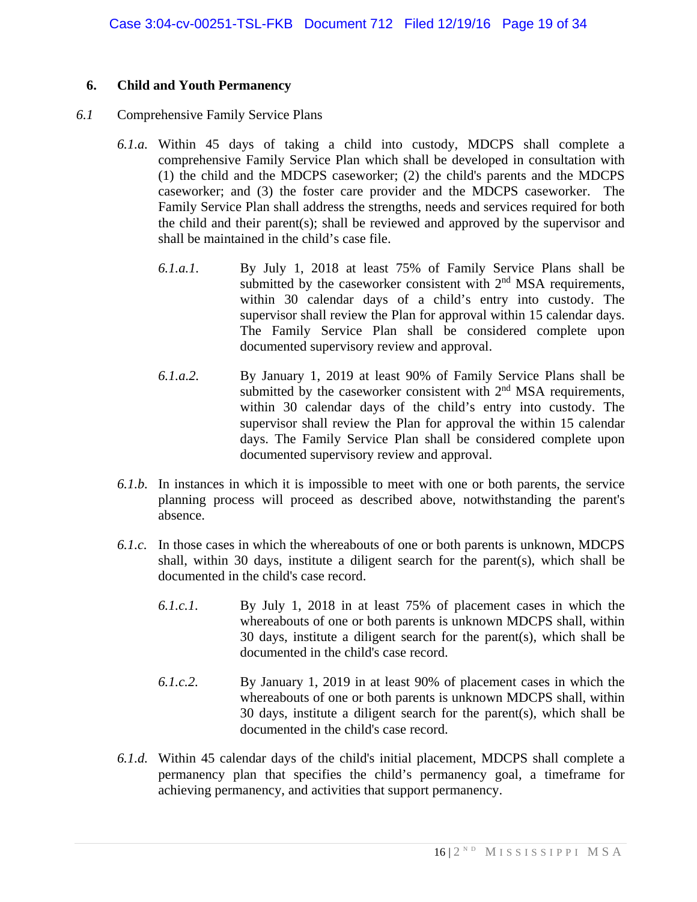## 6. Child and Youth Permanency

*6.1* Comprehensive Family Service Plans

*6.1.a.* Within 45 days of taking a child into custody, MDCPS shall complete a comprehensive Family Service Plan which shall be developed in consultation with (1) the child and the MDCPS caseworker; (2) the child's parents and the MDCPS caseworker; and (3) the foster care provider and the MDCPS caseworker. The Family Service Plan shall address the strengths, needs and services required for both the child and their parent(s); shall be reviewed and approved by the supervisor and shall be maintained in the child's case file.

*6.1.a.1.* By July 1, 2018 at least 75% of Family Service Plans shall be submitted by the caseworker consistent with 2nd MSA requirements, within 30 calendar days of a child's entry into custody. The supervisor shall review the Plan for approval within 15 calendar days. The Family Service Plan shall be considered complete upon documented supervisory review and approval.

*6.1.a.2.* By January 1, 2019 at least 90% of Family Service Plans shall be submitted by the caseworker consistent with 2nd MSA requirements, within 30 calendar days of the child's entry into custody. The supervisor shall review the Plan for approval the within 15 calendar days. The Family Service Plan shall be considered complete upon documented supervisory review and approval.

*6.1.b.* In instances in which it is impossible to meet with one or both parents, the service planning process will proceed as described above, notwithstanding the parent's absence.

*6.1.c.* In those cases in which the whereabouts of one or both parents is unknown, MDCPS shall, within 30 days, institute a diligent search for the parent(s), which shall be documented in the child's case record.

*6.1.c.1.* By July 1, 2018 in at least 75% of placement cases in which the whereabouts of one or both parents is unknown MDCPS shall, within 30 days, institute a diligent search for the parent(s), which shall be documented in the child's case record.

*6.1.c.2.* By January 1, 2019 in at least 90% of placement cases in which the whereabouts of one or both parents is unknown MDCPS shall, within 30 days, institute a diligent search for the parent(s), which shall be documented in the child's case record.

*6.1.d.* Within 45 calendar days of the child's initial placement, MDCPS shall complete a permanency plan that specifies the child's permanency goal, a timeframe for achieving permanency, and activities that support permanency.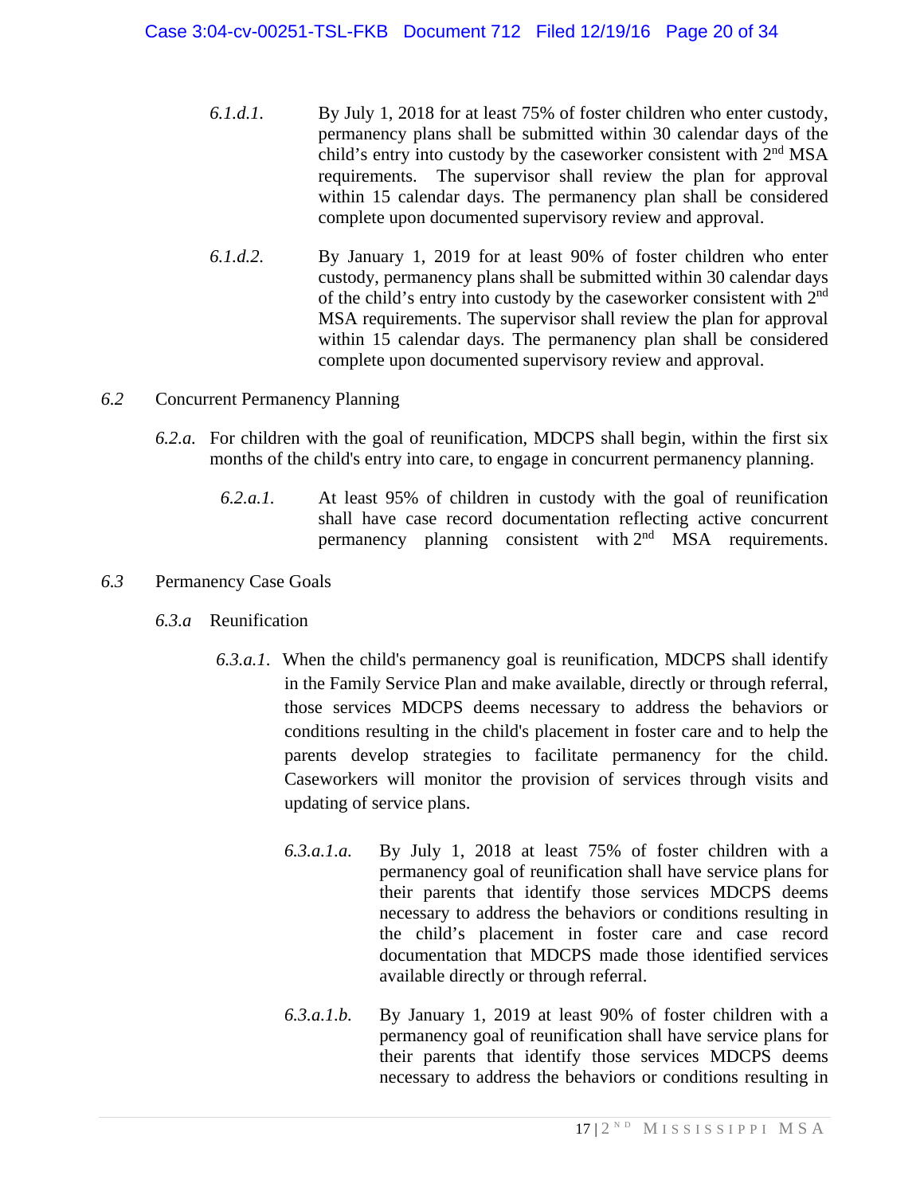*6.1.d.1.* By July 1, 2018 for at least 75% of foster children who enter custody, permanency plans shall be submitted within 30 calendar days of the child's entry into custody by the caseworker consistent with 2nd MSA requirements. The supervisor shall review the plan for approval within 15 calendar days. The permanency plan shall be considered complete upon documented supervisory review and approval.

*6.1.d.2.* By January 1, 2019 for at least 90% of foster children who enter custody, permanency plans shall be submitted within 30 calendar days of the child's entry into custody by the caseworker consistent with 2nd MSA requirements. The supervisor shall review the plan for approval within 15 calendar days. The permanency plan shall be considered complete upon documented supervisory review and approval.

*6.2* Concurrent Permanency Planning

*6.2.a.* For children with the goal of reunification, MDCPS shall begin, within the first six months of the child's entry into care, to engage in concurrent permanency planning.

*6.2.a.1.* At least 95% of children in custody with the goal of reunification shall have case record documentation reflecting active concurrent permanency planning consistent with 2nd MSA requirements.

*6.3* Permanency Case Goals

*6.3.a* Reunification

*6.3.a.1.* When the child's permanency goal is reunification, MDCPS shall identify in the Family Service Plan and make available, directly or through referral, those services MDCPS deems necessary to address the behaviors or conditions resulting in the child's placement in foster care and to help the parents develop strategies to facilitate permanency for the child. Caseworkers will monitor the provision of services through visits and updating of service plans.

*6.3.a.1.a.* By July 1, 2018 at least 75% of foster children with a permanency goal of reunification shall have service plans for their parents that identify those services MDCPS deems necessary to address the behaviors or conditions resulting in the child's placement in foster care and case record documentation that MDCPS made those identified services available directly or through referral.

*6.3.a.1.b.* By January 1, 2019 at least 90% of foster children with a permanency goal of reunification shall have service plans for their parents that identify those services MDCPS deems necessary to address the behaviors or conditions resulting in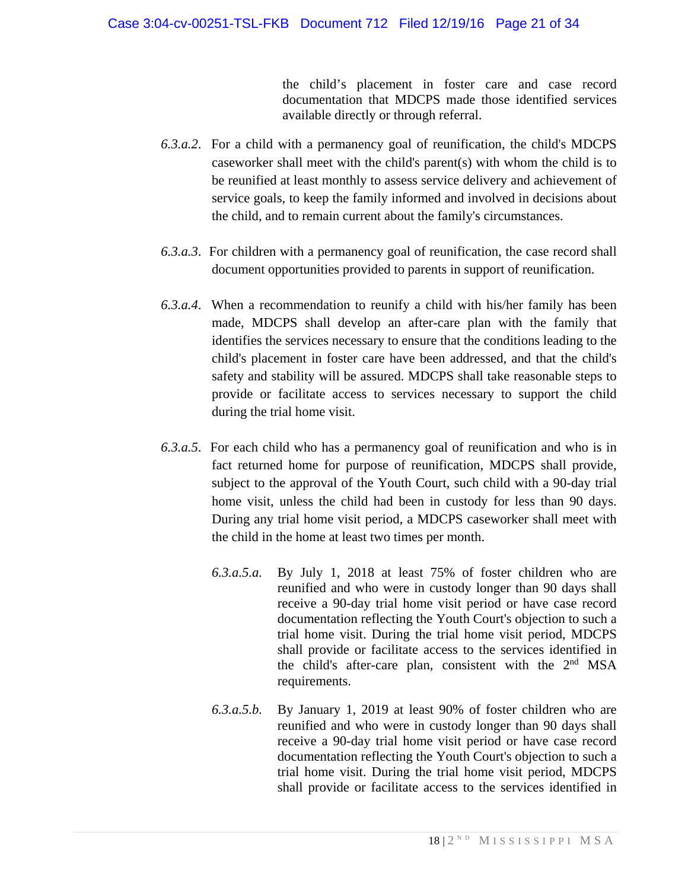the child's placement in foster care and case record documentation that MDCPS made those identified services available directly or through referral.

*6.3.a.2*. For a child with a permanency goal of reunification, the child's MDCPS caseworker shall meet with the child's parent(s) with whom the child is to be reunified at least monthly to assess service delivery and achievement of service goals, to keep the family informed and involved in decisions about the child, and to remain current about the family's circumstances.

*6.3.a.3*. For children with a permanency goal of reunification, the case record shall document opportunities provided to parents in support of reunification.

*6.3.a.4*. When a recommendation to reunify a child with his/her family has been made, MDCPS shall develop an after-care plan with the family that identifies the services necessary to ensure that the conditions leading to the child's placement in foster care have been addressed, and that the child's safety and stability will be assured. MDCPS shall take reasonable steps to provide or facilitate access to services necessary to support the child during the trial home visit.

*6.3.a.5*. For each child who has a permanency goal of reunification and who is in fact returned home for purpose of reunification, MDCPS shall provide, subject to the approval of the Youth Court, such child with a 90-day trial home visit, unless the child had been in custody for less than 90 days. During any trial home visit period, a MDCPS caseworker shall meet with the child in the home at least two times per month.

*6.3.a.5.a.* By July 1, 2018 at least 75% of foster children who are reunified and who were in custody longer than 90 days shall receive a 90-day trial home visit period or have case record documentation reflecting the Youth Court's objection to such a trial home visit. During the trial home visit period, MDCPS shall provide or facilitate access to the services identified in the child's after-care plan, consistent with the 2nd MSA requirements.

*6.3.a.5.b.* By January 1, 2019 at least 90% of foster children who are reunified and who were in custody longer than 90 days shall receive a 90-day trial home visit period or have case record documentation reflecting the Youth Court's objection to such a trial home visit. During the trial home visit period, MDCPS shall provide or facilitate access to the services identified in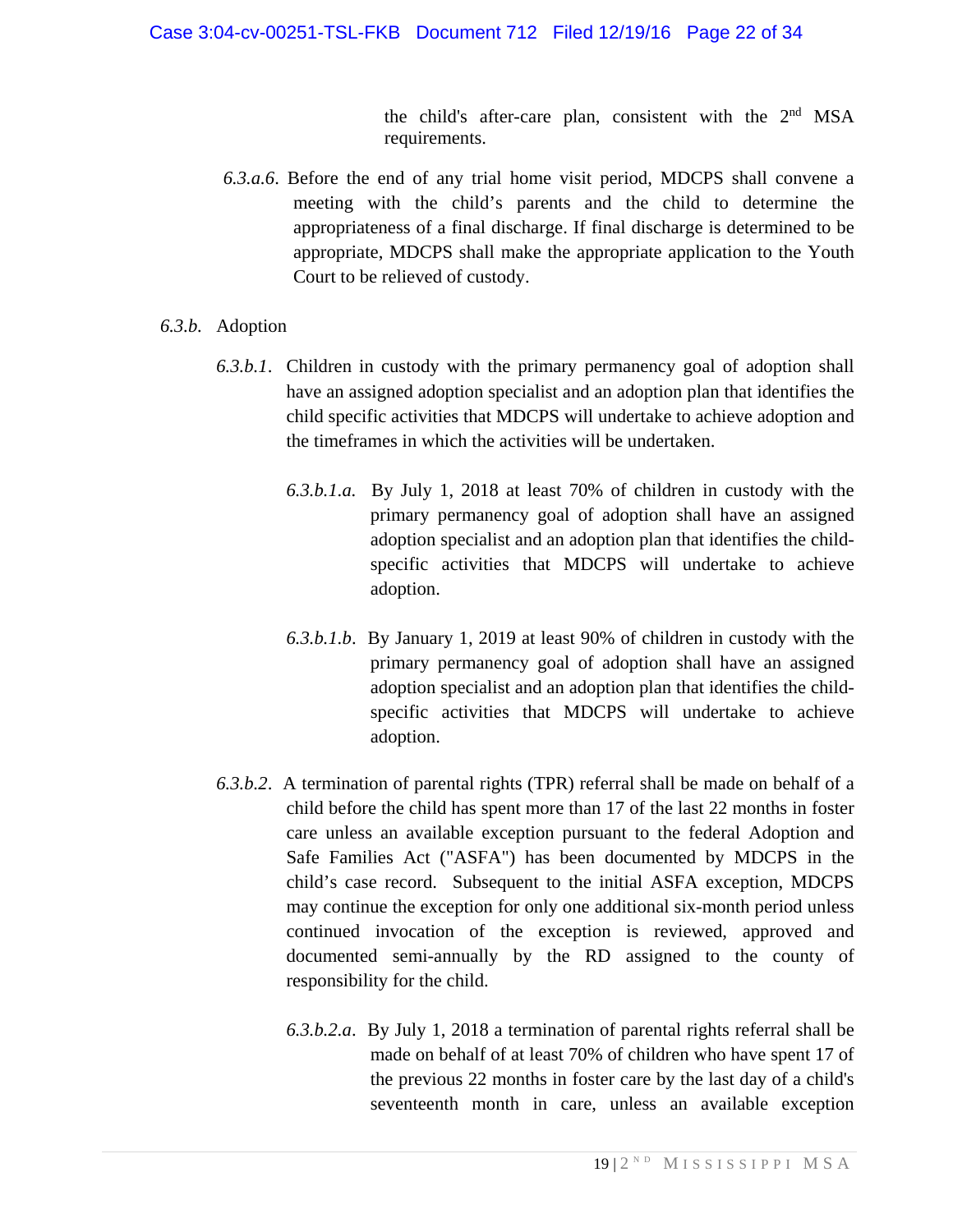the child's after-care plan, consistent with the 2nd MSA requirements.

*6.3.a.6*. Before the end of any trial home visit period, MDCPS shall convene a meeting with the child's parents and the child to determine the appropriateness of a final discharge. If final discharge is determined to be appropriate, MDCPS shall make the appropriate application to the Youth Court to be relieved of custody.

*6.3.b.* Adoption

*6.3.b.1*. Children in custody with the primary permanency goal of adoption shall have an assigned adoption specialist and an adoption plan that identifies the child specific activities that MDCPS will undertake to achieve adoption and the timeframes in which the activities will be undertaken.

*6.3.b.1.a.* By July 1, 2018 at least 70% of children in custody with the primary permanency goal of adoption shall have an assigned adoption specialist and an adoption plan that identifies the child-specific activities that MDCPS will undertake to achieve adoption.

*6.3.b.1.b*. By January 1, 2019 at least 90% of children in custody with the primary permanency goal of adoption shall have an assigned adoption specialist and an adoption plan that identifies the child-specific activities that MDCPS will undertake to achieve adoption.

*6.3.b.2*. A termination of parental rights (TPR) referral shall be made on behalf of a child before the child has spent more than 17 of the last 22 months in foster care unless an available exception pursuant to the federal Adoption and Safe Families Act ("ASFA") has been documented by MDCPS in the child's case record. Subsequent to the initial ASFA exception, MDCPS may continue the exception for only one additional six-month period unless continued invocation of the exception is reviewed, approved and documented semi-annually by the RD assigned to the county of responsibility for the child.

*6.3.b.2.a*. By July 1, 2018 a termination of parental rights referral shall be made on behalf of at least 70% of children who have spent 17 of the previous 22 months in foster care by the last day of a child's seventeenth month in care, unless an available exception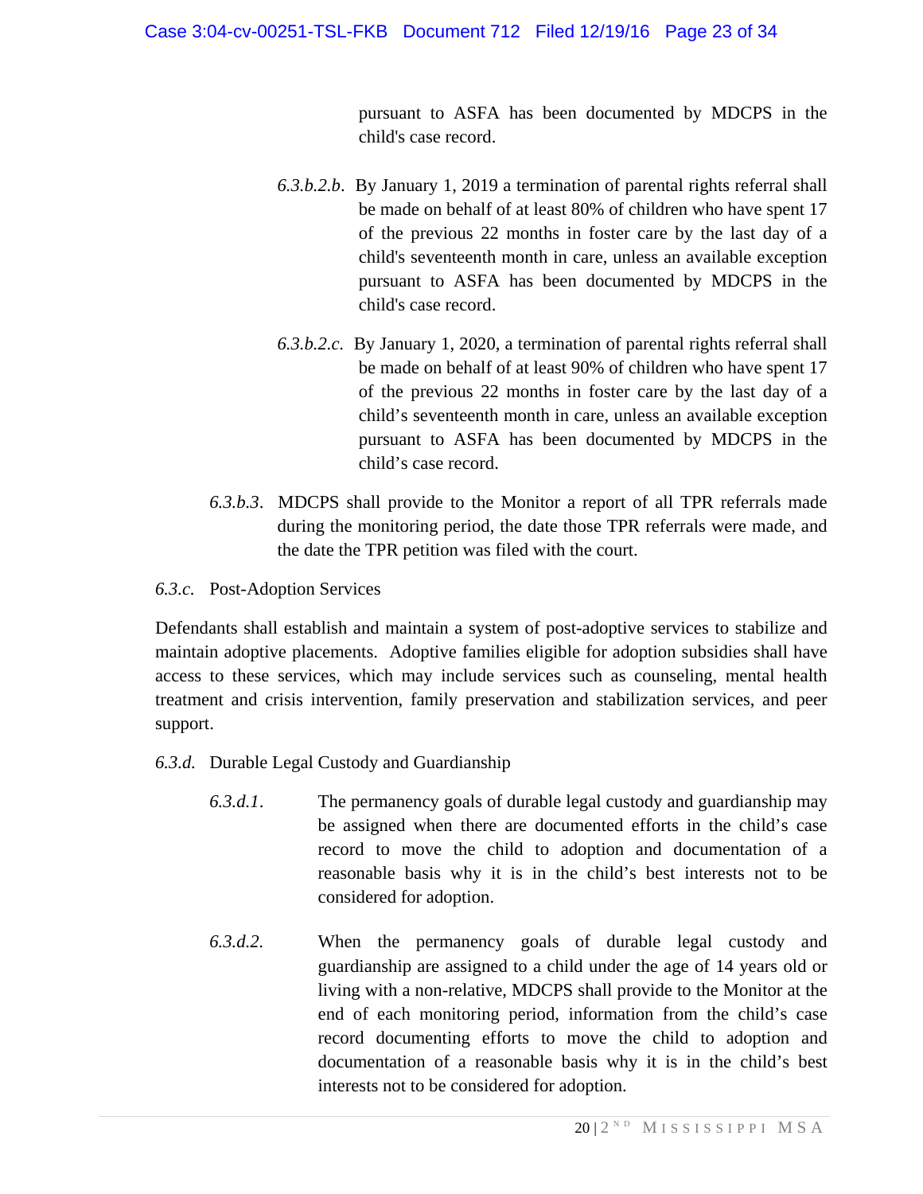pursuant to ASFA has been documented by MDCPS in the child's case record.

*6.3.b.2.b*. By January 1, 2019 a termination of parental rights referral shall be made on behalf of at least 80% of children who have spent 17 of the previous 22 months in foster care by the last day of a child's seventeenth month in care, unless an available exception pursuant to ASFA has been documented by MDCPS in the child's case record.

*6.3.b.2.c*. By January 1, 2020, a termination of parental rights referral shall be made on behalf of at least 90% of children who have spent 17 of the previous 22 months in foster care by the last day of a child's seventeenth month in care, unless an available exception pursuant to ASFA has been documented by MDCPS in the child's case record.

*6.3.b.3*. MDCPS shall provide to the Monitor a report of all TPR referrals made during the monitoring period, the date those TPR referrals were made, and the date the TPR petition was filed with the court.

*6.3.c.* Post-Adoption Services

Defendants shall establish and maintain a system of post-adoptive services to stabilize and maintain adoptive placements. Adoptive families eligible for adoption subsidies shall have access to these services, which may include services such as counseling, mental health treatment and crisis intervention, family preservation and stabilization services, and peer support.

*6.3.d.* Durable Legal Custody and Guardianship

*6.3.d.1*. The permanency goals of durable legal custody and guardianship may be assigned when there are documented efforts in the child's case record to move the child to adoption and documentation of a reasonable basis why it is in the child's best interests not to be considered for adoption.

*6.3.d.2.* When the permanency goals of durable legal custody and guardianship are assigned to a child under the age of 14 years old or living with a non-relative, MDCPS shall provide to the Monitor at the end of each monitoring period, information from the child's case record documenting efforts to move the child to adoption and documentation of a reasonable basis why it is in the child's best interests not to be considered for adoption.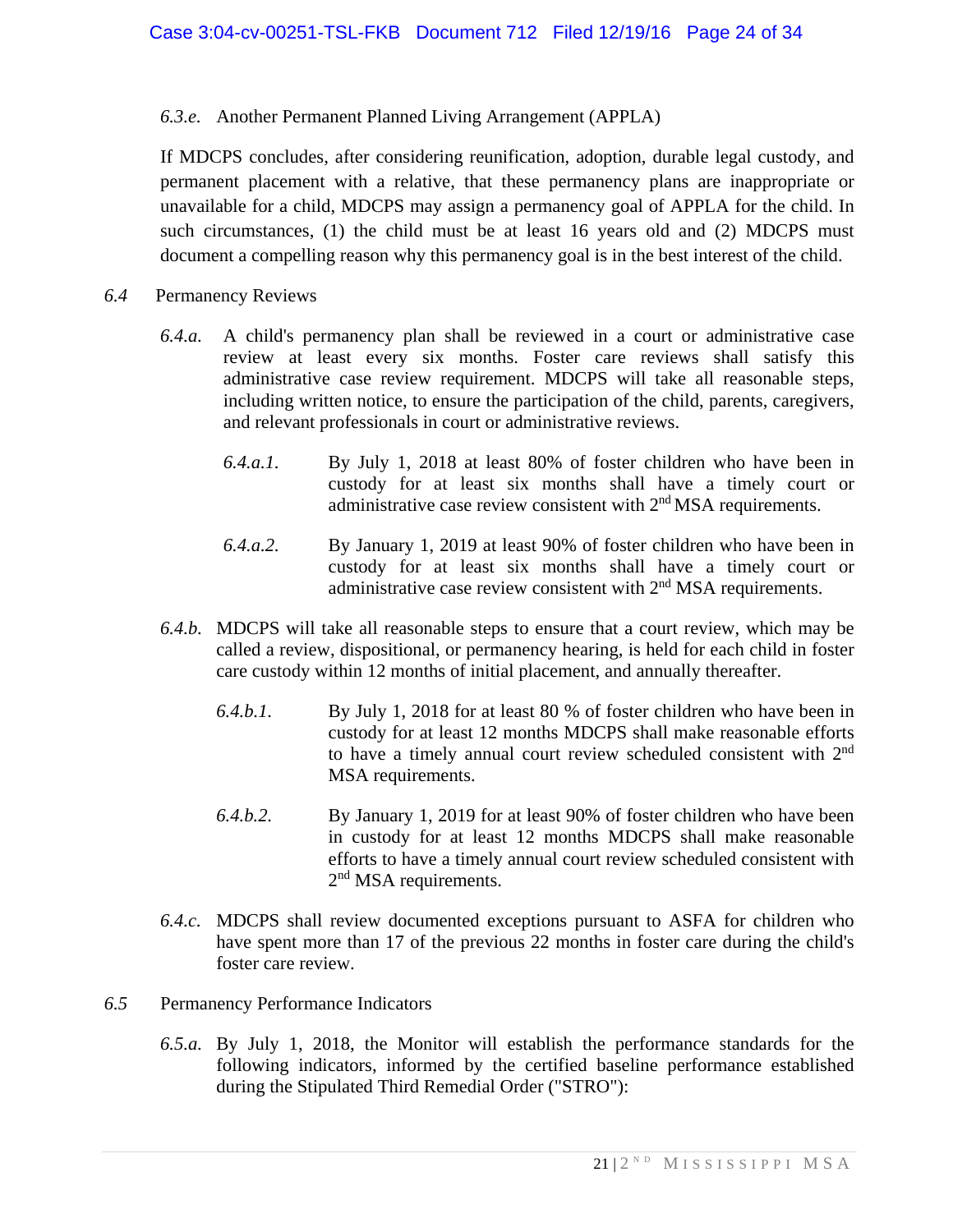*6.3.e.* Another Permanent Planned Living Arrangement (APPLA)

If MDCPS concludes, after considering reunification, adoption, durable legal custody, and permanent placement with a relative, that these permanency plans are inappropriate or unavailable for a child, MDCPS may assign a permanency goal of APPLA for the child. In such circumstances, (1) the child must be at least 16 years old and (2) MDCPS must document a compelling reason why this permanency goal is in the best interest of the child.

*6.4* Permanency Reviews

*6.4.a.* A child's permanency plan shall be reviewed in a court or administrative case review at least every six months. Foster care reviews shall satisfy this administrative case review requirement. MDCPS will take all reasonable steps, including written notice, to ensure the participation of the child, parents, caregivers, and relevant professionals in court or administrative reviews.

*6.4.a.1.* By July 1, 2018 at least 80% of foster children who have been in custody for at least six months shall have a timely court or administrative case review consistent with 2nd MSA requirements.

*6.4.a.2.* By January 1, 2019 at least 90% of foster children who have been in custody for at least six months shall have a timely court or administrative case review consistent with 2nd MSA requirements.

*6.4.b.* MDCPS will take all reasonable steps to ensure that a court review, which may be called a review, dispositional, or permanency hearing, is held for each child in foster care custody within 12 months of initial placement, and annually thereafter.

*6.4.b.1.* By July 1, 2018 for at least 80 % of foster children who have been in custody for at least 12 months MDCPS shall make reasonable efforts to have a timely annual court review scheduled consistent with 2nd MSA requirements.

*6.4.b.2.* By January 1, 2019 for at least 90% of foster children who have been in custody for at least 12 months MDCPS shall make reasonable efforts to have a timely annual court review scheduled consistent with 2nd MSA requirements.

*6.4.c.* MDCPS shall review documented exceptions pursuant to ASFA for children who have spent more than 17 of the previous 22 months in foster care during the child's foster care review.

*6.5* Permanency Performance Indicators

*6.5.a.* By July 1, 2018, the Monitor will establish the performance standards for the following indicators, informed by the certified baseline performance established during the Stipulated Third Remedial Order ("STRO"):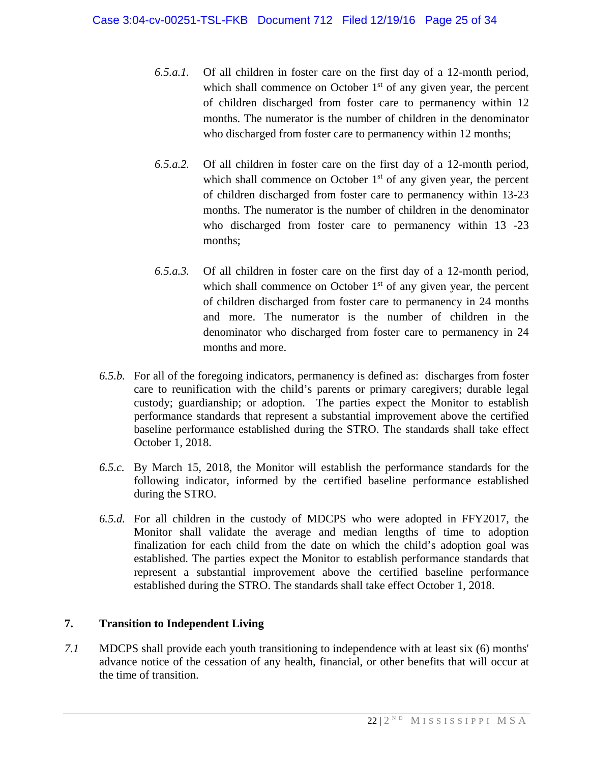*6.5.a.1.* Of all children in foster care on the first day of a 12-month period, which shall commence on October 1st of any given year, the percent of children discharged from foster care to permanency within 12 months. The numerator is the number of children in the denominator who discharged from foster care to permanency within 12 months;

*6.5.a.2.* Of all children in foster care on the first day of a 12-month period, which shall commence on October 1st of any given year, the percent of children discharged from foster care to permanency within 13-23 months. The numerator is the number of children in the denominator who discharged from foster care to permanency within 13 -23 months;

*6.5.a.3.* Of all children in foster care on the first day of a 12-month period, which shall commence on October 1st of any given year, the percent of children discharged from foster care to permanency in 24 months and more. The numerator is the number of children in the denominator who discharged from foster care to permanency in 24 months and more.

*6.5.b.* For all of the foregoing indicators, permanency is defined as: discharges from foster care to reunification with the child's parents or primary caregivers; durable legal custody; guardianship; or adoption. The parties expect the Monitor to establish performance standards that represent a substantial improvement above the certified baseline performance established during the STRO. The standards shall take effect October 1, 2018.

*6.5.c.* By March 15, 2018, the Monitor will establish the performance standards for the following indicator, informed by the certified baseline performance established during the STRO.

*6.5.d.* For all children in the custody of MDCPS who were adopted in FFY2017, the Monitor shall validate the average and median lengths of time to adoption finalization for each child from the date on which the child's adoption goal was established. The parties expect the Monitor to establish performance standards that represent a substantial improvement above the certified baseline performance established during the STRO. The standards shall take effect October 1, 2018.

## 7. Transition to Independent Living

*7.1* MDCPS shall provide each youth transitioning to independence with at least six (6) months' advance notice of the cessation of any health, financial, or other benefits that will occur at the time of transition.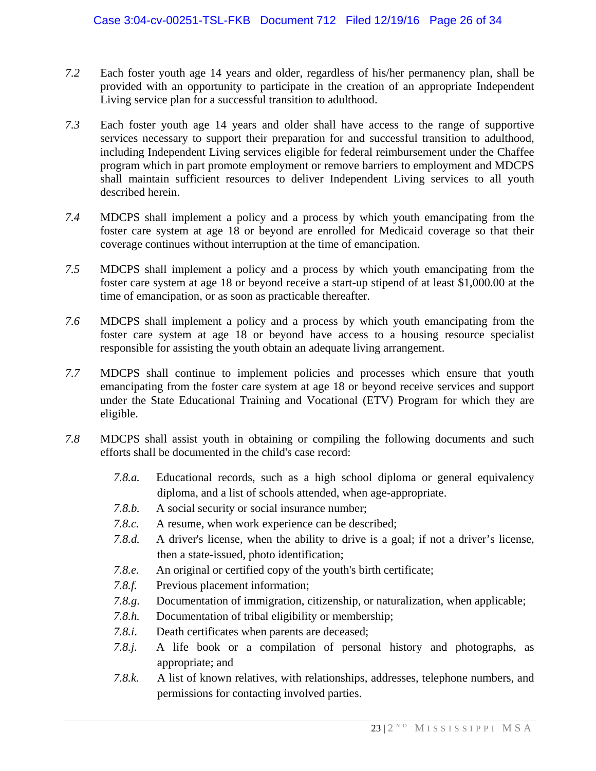*7.2* Each foster youth age 14 years and older, regardless of his/her permanency plan, shall be provided with an opportunity to participate in the creation of an appropriate Independent Living service plan for a successful transition to adulthood.

*7.3* Each foster youth age 14 years and older shall have access to the range of supportive services necessary to support their preparation for and successful transition to adulthood, including Independent Living services eligible for federal reimbursement under the Chaffee program which in part promote employment or remove barriers to employment and MDCPS shall maintain sufficient resources to deliver Independent Living services to all youth described herein.

*7.4* MDCPS shall implement a policy and a process by which youth emancipating from the foster care system at age 18 or beyond are enrolled for Medicaid coverage so that their coverage continues without interruption at the time of emancipation.

*7.5* MDCPS shall implement a policy and a process by which youth emancipating from the foster care system at age 18 or beyond receive a start-up stipend of at least $1,000.00 at the time of emancipation, or as soon as practicable thereafter.

*7.6* MDCPS shall implement a policy and a process by which youth emancipating from the foster care system at age 18 or beyond have access to a housing resource specialist responsible for assisting the youth obtain an adequate living arrangement.

*7.7* MDCPS shall continue to implement policies and processes which ensure that youth emancipating from the foster care system at age 18 or beyond receive services and support under the State Educational Training and Vocational (ETV) Program for which they are eligible.

*7.8* MDCPS shall assist youth in obtaining or compiling the following documents and such efforts shall be documented in the child's case record:

- *7.8.a.* Educational records, such as a high school diploma or general equivalency diploma, and a list of schools attended, when age-appropriate.
- *7.8.b.* A social security or social insurance number;
- *7.8.c.* A resume, when work experience can be described;
- *7.8.d.* A driver's license, when the ability to drive is a goal; if not a driver's license, then a state-issued, photo identification;
- *7.8.e.* An original or certified copy of the youth's birth certificate;
- *7.8.f.* Previous placement information;
- *7.8.g.* Documentation of immigration, citizenship, or naturalization, when applicable;
- *7.8.h.* Documentation of tribal eligibility or membership;
- *7.8.i.* Death certificates when parents are deceased;
- *7.8.j.* A life book or a compilation of personal history and photographs, as appropriate; and
- *7.8.k.* A list of known relatives, with relationships, addresses, telephone numbers, and permissions for contacting involved parties.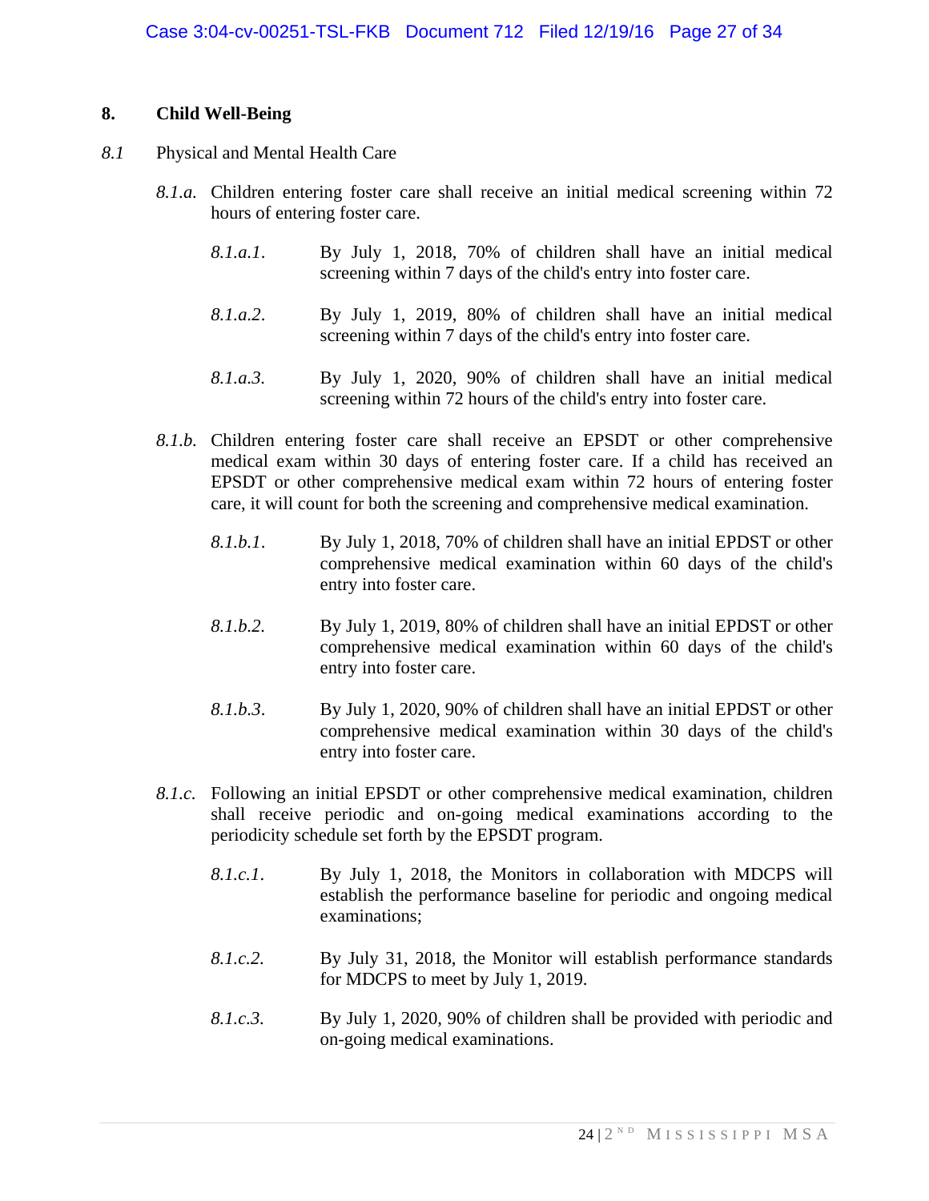## 8. Child Well-Being

*8.1* Physical and Mental Health Care

*8.1.a.* Children entering foster care shall receive an initial medical screening within 72 hours of entering foster care.

*8.1.a.1.* By July 1, 2018, 70% of children shall have an initial medical screening within 7 days of the child's entry into foster care.

*8.1.a.2.* By July 1, 2019, 80% of children shall have an initial medical screening within 7 days of the child's entry into foster care.

*8.1.a.3.* By July 1, 2020, 90% of children shall have an initial medical screening within 72 hours of the child's entry into foster care.

*8.1.b.* Children entering foster care shall receive an EPSDT or other comprehensive medical exam within 30 days of entering foster care. If a child has received an EPSDT or other comprehensive medical exam within 72 hours of entering foster care, it will count for both the screening and comprehensive medical examination.

*8.1.b.1.* By July 1, 2018, 70% of children shall have an initial EPDST or other comprehensive medical examination within 60 days of the child's entry into foster care.

*8.1.b.2.* By July 1, 2019, 80% of children shall have an initial EPDST or other comprehensive medical examination within 60 days of the child's entry into foster care.

*8.1.b.3.* By July 1, 2020, 90% of children shall have an initial EPDST or other comprehensive medical examination within 30 days of the child's entry into foster care.

*8.1.c.* Following an initial EPSDT or other comprehensive medical examination, children shall receive periodic and on-going medical examinations according to the periodicity schedule set forth by the EPSDT program.

*8.1.c.1.* By July 1, 2018, the Monitors in collaboration with MDCPS will establish the performance baseline for periodic and ongoing medical examinations;

*8.1.c.2.* By July 31, 2018, the Monitor will establish performance standards for MDCPS to meet by July 1, 2019.

*8.1.c.3.* By July 1, 2020, 90% of children shall be provided with periodic and on-going medical examinations.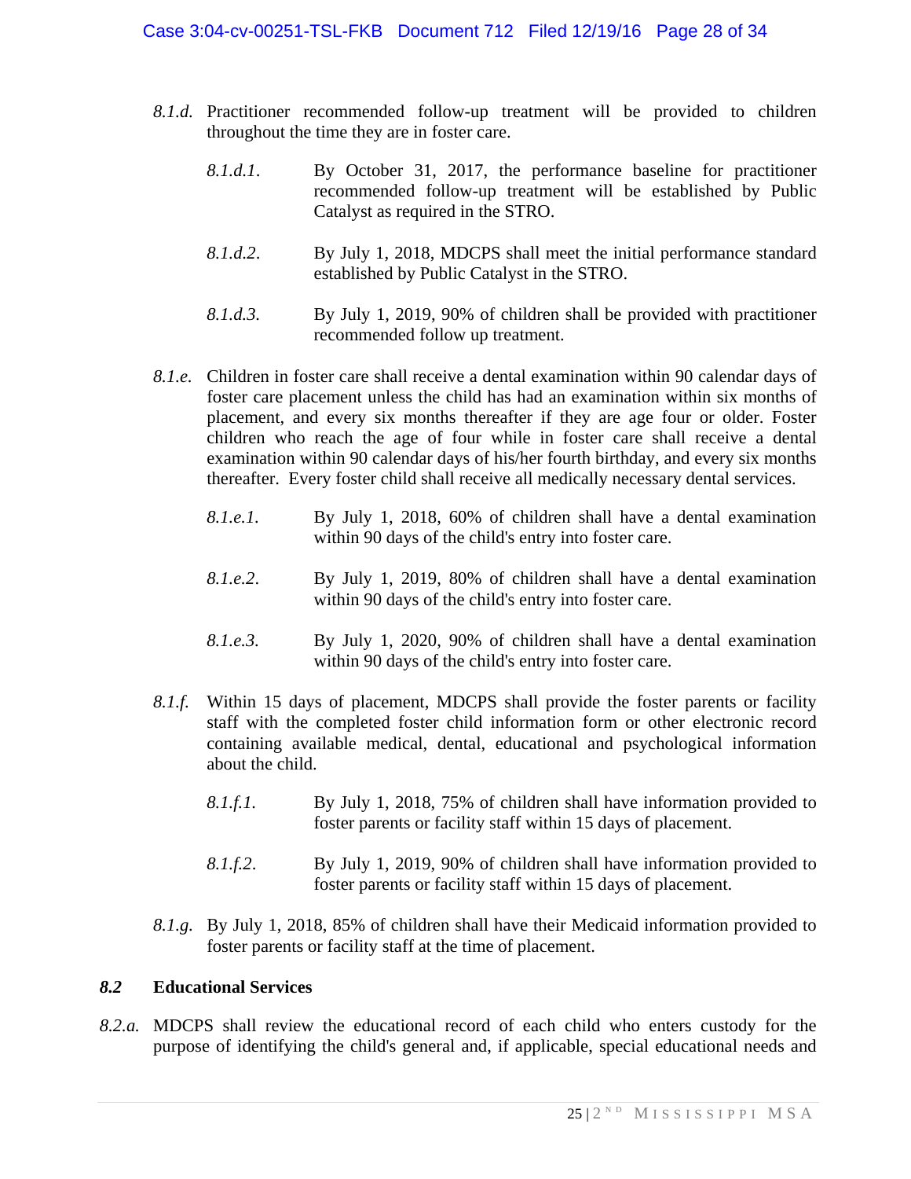*8.1.d.* Practitioner recommended follow-up treatment will be provided to children throughout the time they are in foster care.

*8.1.d.1.* By October 31, 2017, the performance baseline for practitioner recommended follow-up treatment will be established by Public Catalyst as required in the STRO.

*8.1.d.2.* By July 1, 2018, MDCPS shall meet the initial performance standard established by Public Catalyst in the STRO.

*8.1.d.3.* By July 1, 2019, 90% of children shall be provided with practitioner recommended follow up treatment.

*8.1.e.* Children in foster care shall receive a dental examination within 90 calendar days of foster care placement unless the child has had an examination within six months of placement, and every six months thereafter if they are age four or older. Foster children who reach the age of four while in foster care shall receive a dental examination within 90 calendar days of his/her fourth birthday, and every six months thereafter. Every foster child shall receive all medically necessary dental services.

*8.1.e.1.* By July 1, 2018, 60% of children shall have a dental examination within 90 days of the child's entry into foster care.

*8.1.e.2.* By July 1, 2019, 80% of children shall have a dental examination within 90 days of the child's entry into foster care.

*8.1.e.3.* By July 1, 2020, 90% of children shall have a dental examination within 90 days of the child's entry into foster care.

*8.1.f.* Within 15 days of placement, MDCPS shall provide the foster parents or facility staff with the completed foster child information form or other electronic record containing available medical, dental, educational and psychological information about the child.

*8.1.f.1.* By July 1, 2018, 75% of children shall have information provided to foster parents or facility staff within 15 days of placement.

*8.1.f.2.* By July 1, 2019, 90% of children shall have information provided to foster parents or facility staff within 15 days of placement.

*8.1.g.* By July 1, 2018, 85% of children shall have their Medicaid information provided to foster parents or facility staff at the time of placement.

### *8.2* Educational Services

*8.2.a.* MDCPS shall review the educational record of each child who enters custody for the purpose of identifying the child's general and, if applicable, special educational needs and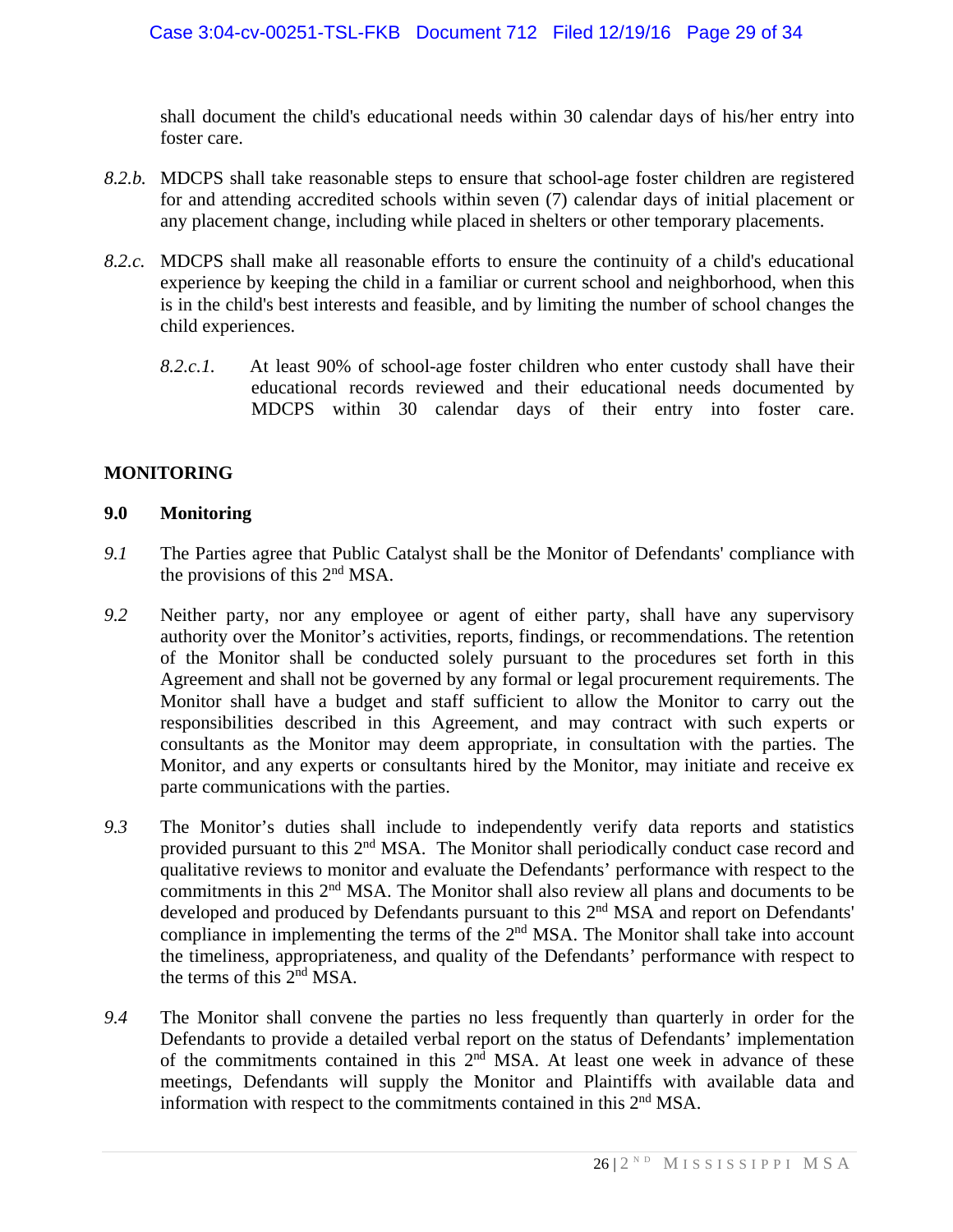shall document the child's educational needs within 30 calendar days of his/her entry into foster care.

*8.2.b.* MDCPS shall take reasonable steps to ensure that school-age foster children are registered for and attending accredited schools within seven (7) calendar days of initial placement or any placement change, including while placed in shelters or other temporary placements.

*8.2.c.* MDCPS shall make all reasonable efforts to ensure the continuity of a child's educational experience by keeping the child in a familiar or current school and neighborhood, when this is in the child's best interests and feasible, and by limiting the number of school changes the child experiences.

*8.2.c.1.* At least 90% of school-age foster children who enter custody shall have their educational records reviewed and their educational needs documented by MDCPS within 30 calendar days of their entry into foster care.

## MONITORING

### 9.0 Monitoring

*9.1* The Parties agree that Public Catalyst shall be the Monitor of Defendants' compliance with the provisions of this 2nd MSA.

*9.2* Neither party, nor any employee or agent of either party, shall have any supervisory authority over the Monitor's activities, reports, findings, or recommendations. The retention of the Monitor shall be conducted solely pursuant to the procedures set forth in this Agreement and shall not be governed by any formal or legal procurement requirements. The Monitor shall have a budget and staff sufficient to allow the Monitor to carry out the responsibilities described in this Agreement, and may contract with such experts or consultants as the Monitor may deem appropriate, in consultation with the parties. The Monitor, and any experts or consultants hired by the Monitor, may initiate and receive ex parte communications with the parties.

*9.3* The Monitor's duties shall include to independently verify data reports and statistics provided pursuant to this 2nd MSA. The Monitor shall periodically conduct case record and qualitative reviews to monitor and evaluate the Defendants' performance with respect to the commitments in this 2nd MSA. The Monitor shall also review all plans and documents to be developed and produced by Defendants pursuant to this 2nd MSA and report on Defendants' compliance in implementing the terms of the 2nd MSA. The Monitor shall take into account the timeliness, appropriateness, and quality of the Defendants' performance with respect to the terms of this 2nd MSA.

*9.4* The Monitor shall convene the parties no less frequently than quarterly in order for the Defendants to provide a detailed verbal report on the status of Defendants' implementation of the commitments contained in this 2nd MSA. At least one week in advance of these meetings, Defendants will supply the Monitor and Plaintiffs with available data and information with respect to the commitments contained in this 2nd MSA.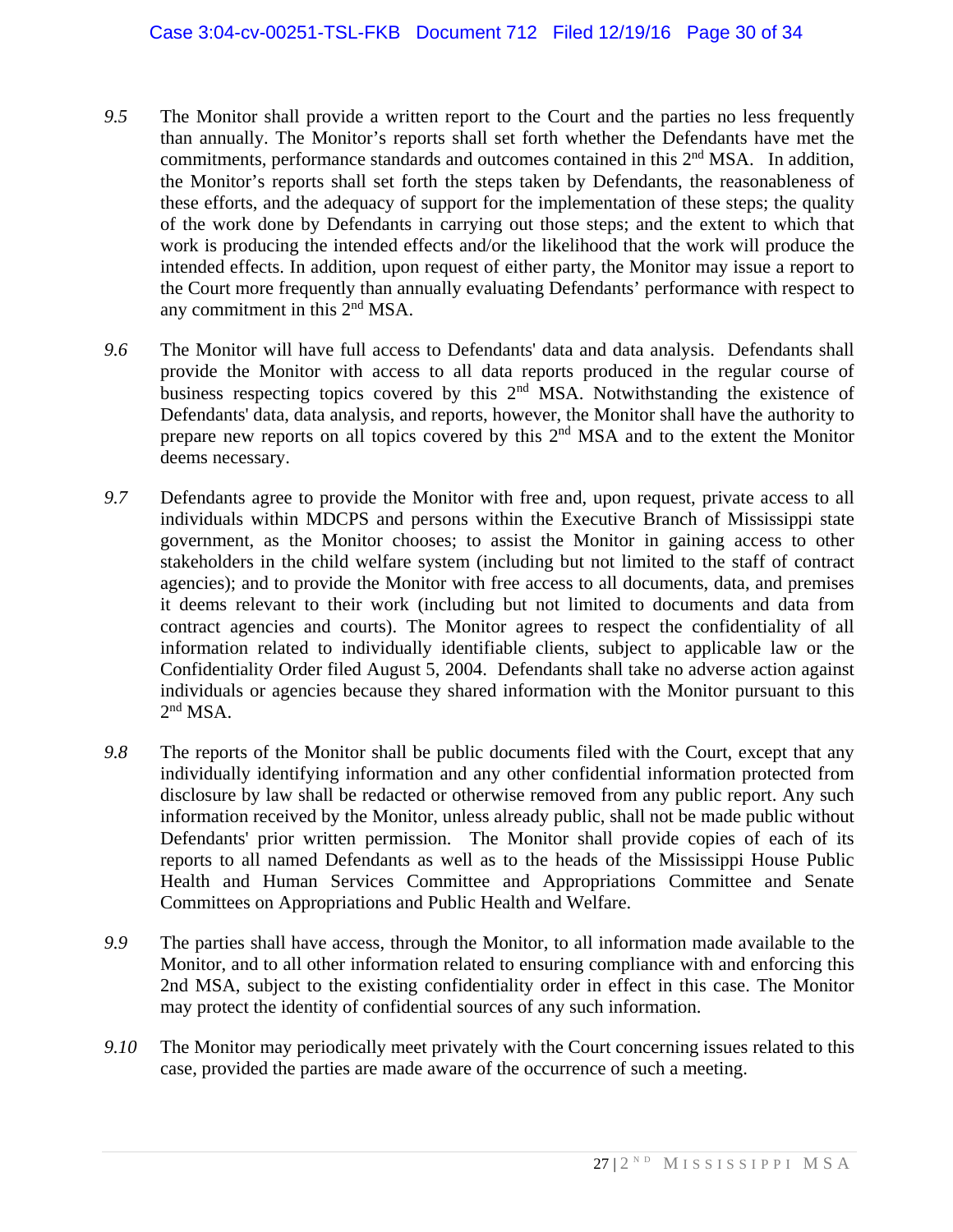*9.5* The Monitor shall provide a written report to the Court and the parties no less frequently than annually. The Monitor's reports shall set forth whether the Defendants have met the commitments, performance standards and outcomes contained in this 2nd MSA. In addition, the Monitor's reports shall set forth the steps taken by Defendants, the reasonableness of these efforts, and the adequacy of support for the implementation of these steps; the quality of the work done by Defendants in carrying out those steps; and the extent to which that work is producing the intended effects and/or the likelihood that the work will produce the intended effects. In addition, upon request of either party, the Monitor may issue a report to the Court more frequently than annually evaluating Defendants' performance with respect to any commitment in this 2nd MSA.

*9.6* The Monitor will have full access to Defendants' data and data analysis. Defendants shall provide the Monitor with access to all data reports produced in the regular course of business respecting topics covered by this 2nd MSA. Notwithstanding the existence of Defendants' data, data analysis, and reports, however, the Monitor shall have the authority to prepare new reports on all topics covered by this 2nd MSA and to the extent the Monitor deems necessary.

*9.7* Defendants agree to provide the Monitor with free and, upon request, private access to all individuals within MDCPS and persons within the Executive Branch of Mississippi state government, as the Monitor chooses; to assist the Monitor in gaining access to other stakeholders in the child welfare system (including but not limited to the staff of contract agencies); and to provide the Monitor with free access to all documents, data, and premises it deems relevant to their work (including but not limited to documents and data from contract agencies and courts). The Monitor agrees to respect the confidentiality of all information related to individually identifiable clients, subject to applicable law or the Confidentiality Order filed August 5, 2004. Defendants shall take no adverse action against individuals or agencies because they shared information with the Monitor pursuant to this 2nd MSA.

*9.8* The reports of the Monitor shall be public documents filed with the Court, except that any individually identifying information and any other confidential information protected from disclosure by law shall be redacted or otherwise removed from any public report. Any such information received by the Monitor, unless already public, shall not be made public without Defendants' prior written permission. The Monitor shall provide copies of each of its reports to all named Defendants as well as to the heads of the Mississippi House Public Health and Human Services Committee and Appropriations Committee and Senate Committees on Appropriations and Public Health and Welfare.

*9.9* The parties shall have access, through the Monitor, to all information made available to the Monitor, and to all other information related to ensuring compliance with and enforcing this 2nd MSA, subject to the existing confidentiality order in effect in this case. The Monitor may protect the identity of confidential sources of any such information.

*9.10* The Monitor may periodically meet privately with the Court concerning issues related to this case, provided the parties are made aware of the occurrence of such a meeting.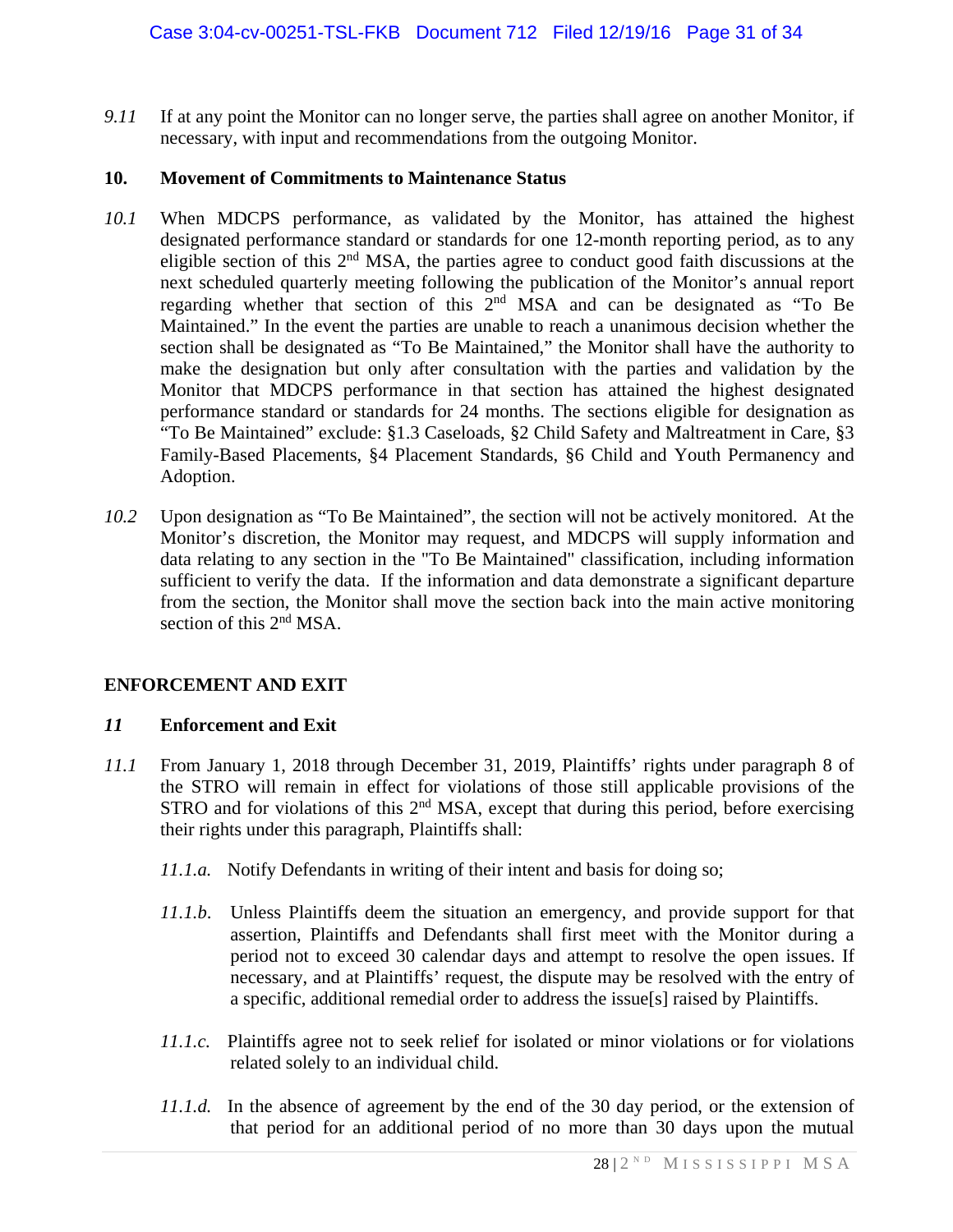*9.11* If at any point the Monitor can no longer serve, the parties shall agree on another Monitor, if necessary, with input and recommendations from the outgoing Monitor.

**10. Movement of Commitments to Maintenance Status**

*10.1* When MDCPS performance, as validated by the Monitor, has attained the highest designated performance standard or standards for one 12-month reporting period, as to any eligible section of this 2nd MSA, the parties agree to conduct good faith discussions at the next scheduled quarterly meeting following the publication of the Monitor's annual report regarding whether that section of this 2nd MSA and can be designated as "To Be Maintained." In the event the parties are unable to reach a unanimous decision whether the section shall be designated as "To Be Maintained," the Monitor shall have the authority to make the designation but only after consultation with the parties and validation by the Monitor that MDCPS performance in that section has attained the highest designated performance standard or standards for 24 months. The sections eligible for designation as "To Be Maintained" exclude: §1.3 Caseloads, §2 Child Safety and Maltreatment in Care, §3 Family-Based Placements, §4 Placement Standards, §6 Child and Youth Permanency and Adoption.

*10.2* Upon designation as "To Be Maintained", the section will not be actively monitored. At the Monitor's discretion, the Monitor may request, and MDCPS will supply information and data relating to any section in the "To Be Maintained" classification, including information sufficient to verify the data. If the information and data demonstrate a significant departure from the section, the Monitor shall move the section back into the main active monitoring section of this 2nd MSA.

## ENFORCEMENT AND EXIT

***11* Enforcement and Exit**

*11.1* From January 1, 2018 through December 31, 2019, Plaintiffs' rights under paragraph 8 of the STRO will remain in effect for violations of those still applicable provisions of the STRO and for violations of this 2nd MSA, except that during this period, before exercising their rights under this paragraph, Plaintiffs shall:

*11.1.a.* Notify Defendants in writing of their intent and basis for doing so;

*11.1.b.* Unless Plaintiffs deem the situation an emergency, and provide support for that assertion, Plaintiffs and Defendants shall first meet with the Monitor during a period not to exceed 30 calendar days and attempt to resolve the open issues. If necessary, and at Plaintiffs' request, the dispute may be resolved with the entry of a specific, additional remedial order to address the issue[s] raised by Plaintiffs.

*11.1.c.* Plaintiffs agree not to seek relief for isolated or minor violations or for violations related solely to an individual child.

*11.1.d.* In the absence of agreement by the end of the 30 day period, or the extension of that period for an additional period of no more than 30 days upon the mutual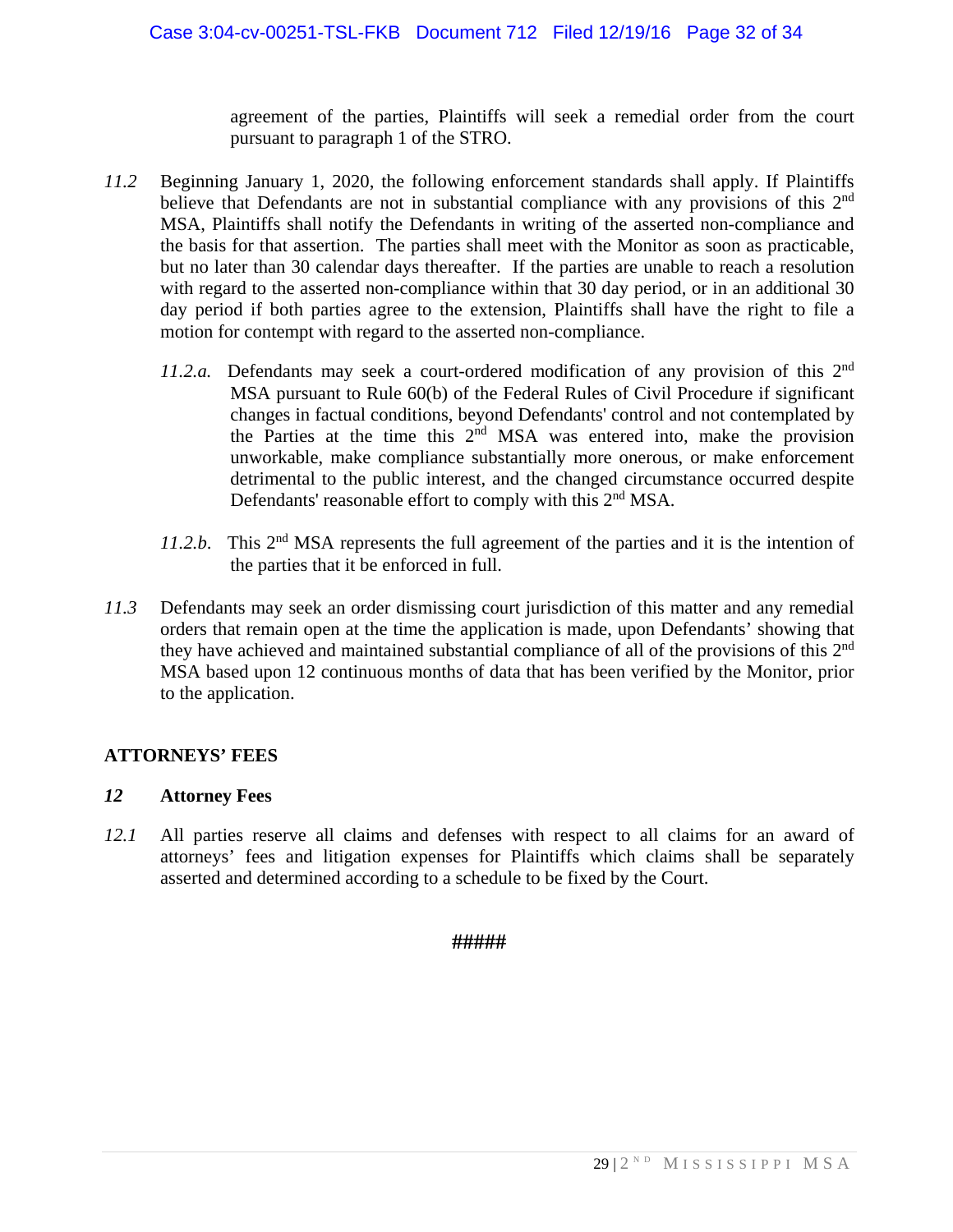agreement of the parties, Plaintiffs will seek a remedial order from the court pursuant to paragraph 1 of the STRO.

*11.2* Beginning January 1, 2020, the following enforcement standards shall apply. If Plaintiffs believe that Defendants are not in substantial compliance with any provisions of this 2nd MSA, Plaintiffs shall notify the Defendants in writing of the asserted non-compliance and the basis for that assertion. The parties shall meet with the Monitor as soon as practicable, but no later than 30 calendar days thereafter. If the parties are unable to reach a resolution with regard to the asserted non-compliance within that 30 day period, or in an additional 30 day period if both parties agree to the extension, Plaintiffs shall have the right to file a motion for contempt with regard to the asserted non-compliance.

*11.2.a.* Defendants may seek a court-ordered modification of any provision of this 2nd MSA pursuant to Rule 60(b) of the Federal Rules of Civil Procedure if significant changes in factual conditions, beyond Defendants' control and not contemplated by the Parties at the time this 2nd MSA was entered into, make the provision unworkable, make compliance substantially more onerous, or make enforcement detrimental to the public interest, and the changed circumstance occurred despite Defendants' reasonable effort to comply with this 2nd MSA.

*11.2.b.* This 2nd MSA represents the full agreement of the parties and it is the intention of the parties that it be enforced in full.

*11.3* Defendants may seek an order dismissing court jurisdiction of this matter and any remedial orders that remain open at the time the application is made, upon Defendants' showing that they have achieved and maintained substantial compliance of all of the provisions of this 2nd MSA based upon 12 continuous months of data that has been verified by the Monitor, prior to the application.

## ATTORNEYS' FEES

### *12* Attorney Fees

*12.1* All parties reserve all claims and defenses with respect to all claims for an award of attorneys' fees and litigation expenses for Plaintiffs which claims shall be separately asserted and determined according to a schedule to be fixed by the Court.

**#####**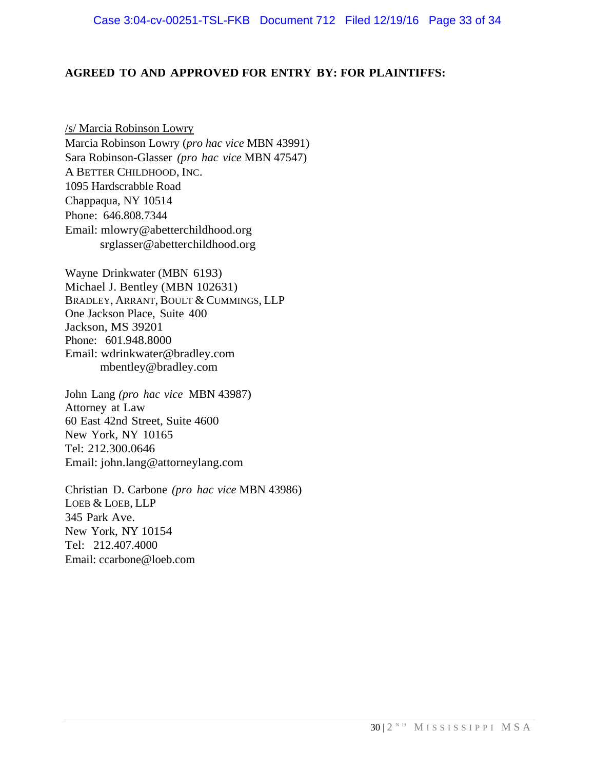**AGREED TO AND APPROVED FOR ENTRY BY: FOR PLAINTIFFS:**

/s/ Marcia Robinson Lowry
Marcia Robinson Lowry (*pro hac vice* MBN 43991)
Sara Robinson-Glasser (*pro hac vice* MBN 47547)
A BETTER CHILDHOOD, INC.
1095 Hardscrabble Road
Chappaqua, NY 10514
Phone: 646.808.7344
Email: mlowry@abetterchildhood.org
srglasser@abetterchildhood.org

Wayne Drinkwater (MBN 6193)
Michael J. Bentley (MBN 102631)
BRADLEY, ARRANT, BOULT & CUMMINGS, LLP
One Jackson Place, Suite 400
Jackson, MS 39201
Phone: 601.948.8000
Email: wdrinkwater@bradley.com
mbentley@bradley.com

John Lang (*pro hac vice* MBN 43987)
Attorney at Law
60 East 42nd Street, Suite 4600
New York, NY 10165
Tel: 212.300.0646
Email: john.lang@attorneylang.com

Christian D. Carbone (*pro hac vice* MBN 43986)
LOEB & LOEB, LLP
345 Park Ave.
New York, NY 10154
Tel: 212.407.4000
Email: ccarbone@loeb.com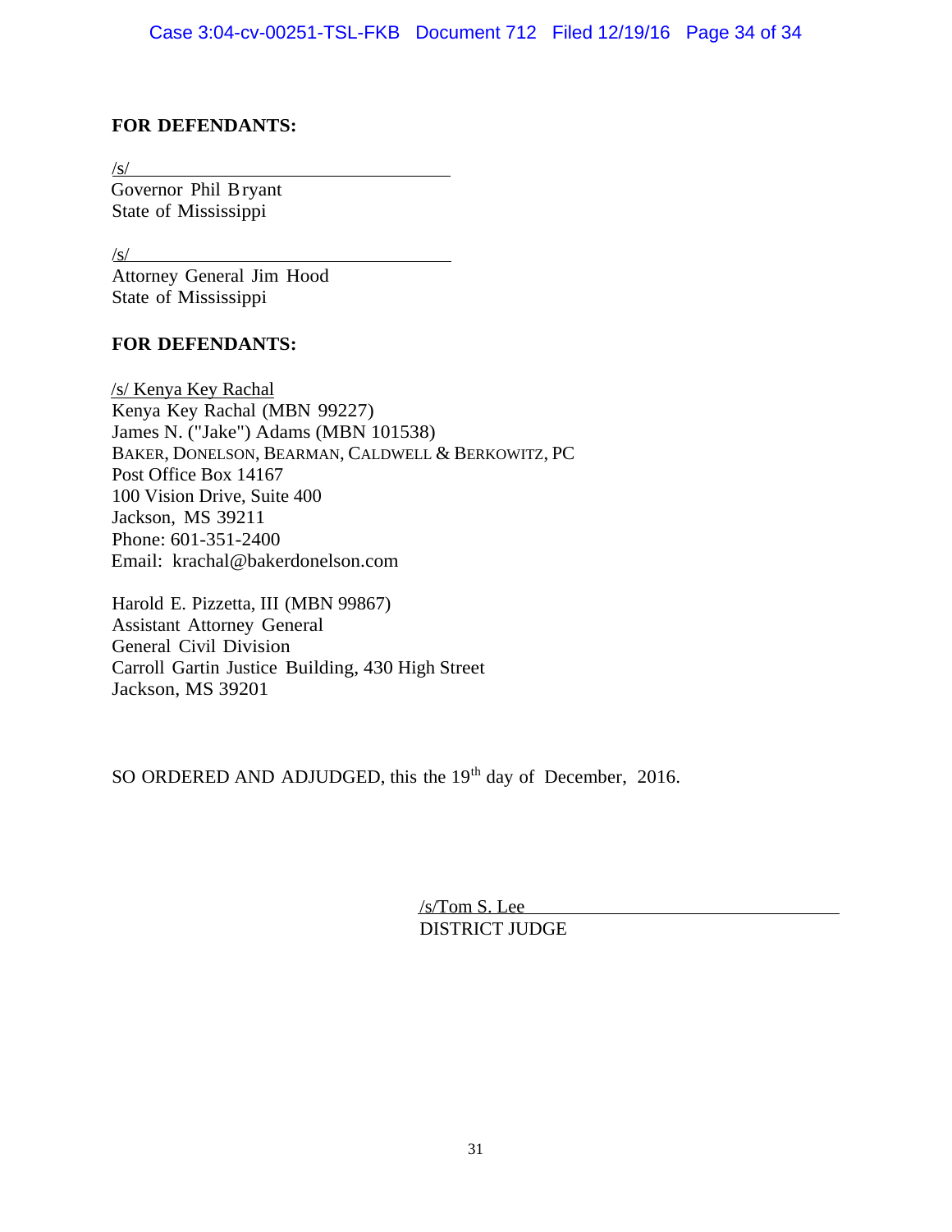**FOR DEFENDANTS:**

/s/

Governor Phil Bryant
State of Mississippi

/s/

Attorney General Jim Hood
State of Mississippi

**FOR DEFENDANTS:**

/s/ Kenya Key Rachal
Kenya Key Rachal (MBN 99227)
James N. ("Jake") Adams (MBN 101538)
BAKER, DONELSON, BEARMAN, CALDWELL & BERKOWITZ, PC
Post Office Box 14167
100 Vision Drive, Suite 400
Jackson, MS 39211
Phone: 601-351-2400
Email: krachal@bakerdonelson.com

Harold E. Pizzetta, III (MBN 99867)
Assistant Attorney General
General Civil Division
Carroll Gartin Justice Building, 430 High Street
Jackson, MS 39201

SO ORDERED AND ADJUDGED, this the 19th day of December, 2016.

/s/Tom S. Lee
DISTRICT JUDGE